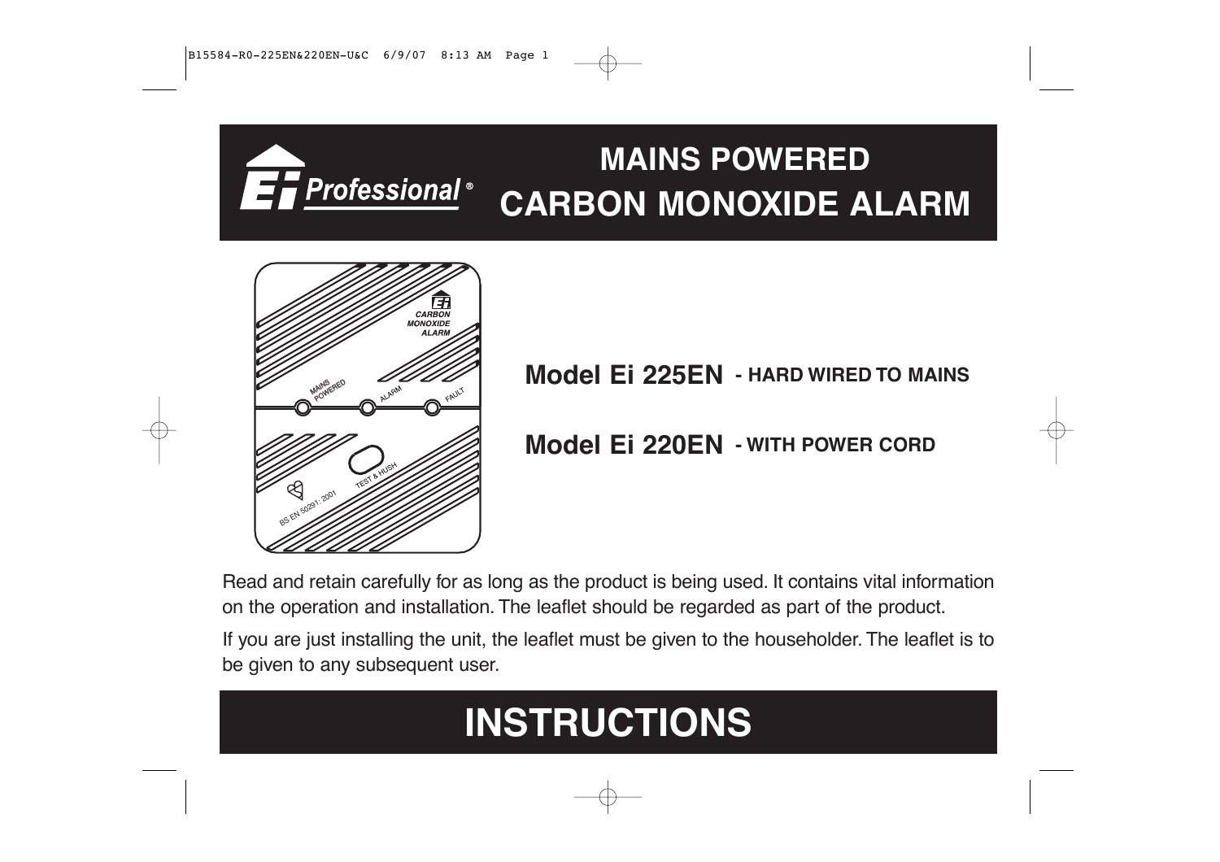Ei Professional®

# MAINS POWERED CARBON MONOXIDE ALARM

**Model Ei 225EN** - HARD WIRED TO MAINS

**Model Ei 220EN** - WITH POWER CORD

Read and retain carefully for as long as the product is being used. It contains vital information on the operation and installation. The leaflet should be regarded as part of the product.

If you are just installing the unit, the leaflet must be given to the householder. The leaflet is to be given to any subsequent user.

# INSTRUCTIONS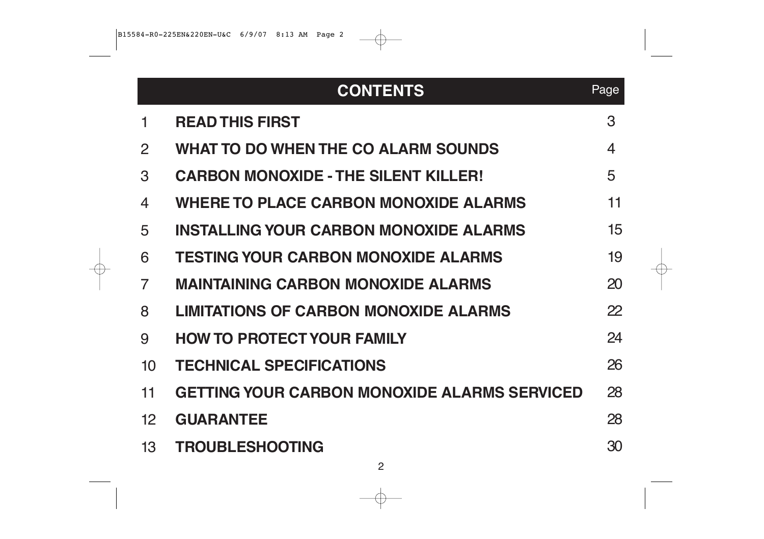## CONTENTS

| | | Page |
|---|---|---|
| 1 | **READ THIS FIRST** | 3 |
| 2 | **WHAT TO DO WHEN THE CO ALARM SOUNDS** | 4 |
| 3 | **CARBON MONOXIDE - THE SILENT KILLER!** | 5 |
| 4 | **WHERE TO PLACE CARBON MONOXIDE ALARMS** | 11 |
| 5 | **INSTALLING YOUR CARBON MONOXIDE ALARMS** | 15 |
| 6 | **TESTING YOUR CARBON MONOXIDE ALARMS** | 19 |
| 7 | **MAINTAINING CARBON MONOXIDE ALARMS** | 20 |
| 8 | **LIMITATIONS OF CARBON MONOXIDE ALARMS** | 22 |
| 9 | **HOW TO PROTECT YOUR FAMILY** | 24 |
| 10 | **TECHNICAL SPECIFICATIONS** | 26 |
| 11 | **GETTING YOUR CARBON MONOXIDE ALARMS SERVICED** | 28 |
| 12 | **GUARANTEE** | 28 |
| 13 | **TROUBLESHOOTING** | 30 |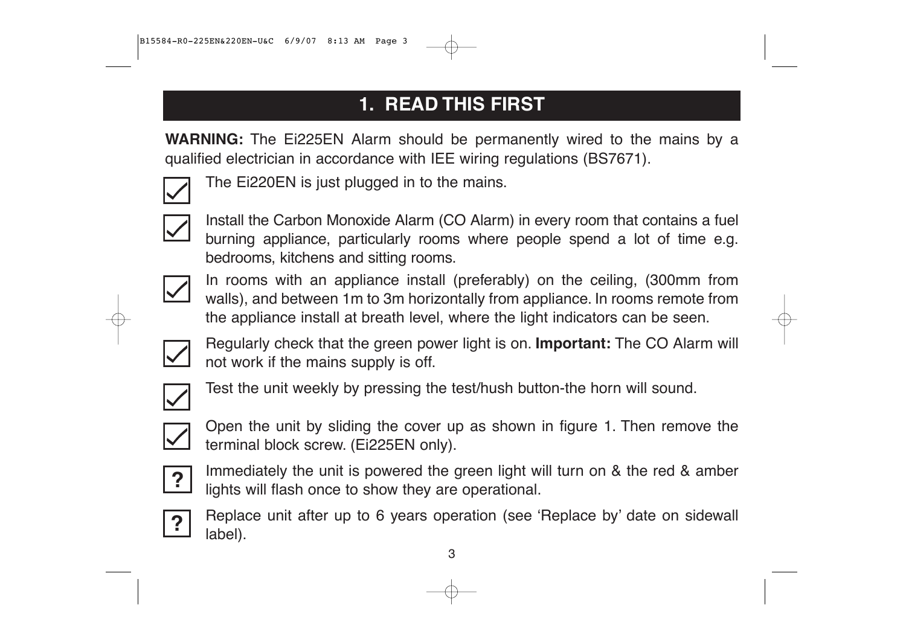# 1. READ THIS FIRST

**WARNING:** The Ei225EN Alarm should be permanently wired to the mains by a qualified electrician in accordance with IEE wiring regulations (BS7671).

- ☑ The Ei220EN is just plugged in to the mains.
- ☑ Install the Carbon Monoxide Alarm (CO Alarm) in every room that contains a fuel burning appliance, particularly rooms where people spend a lot of time e.g. bedrooms, kitchens and sitting rooms.
- ☑ In rooms with an appliance install (preferably) on the ceiling, (300mm from walls), and between 1m to 3m horizontally from appliance. In rooms remote from the appliance install at breath level, where the light indicators can be seen.
- ☑ Regularly check that the green power light is on. **Important:** The CO Alarm will not work if the mains supply is off.
- ☑ Test the unit weekly by pressing the test/hush button-the horn will sound.
- ☑ Open the unit by sliding the cover up as shown in figure 1. Then remove the terminal block screw. (Ei225EN only).
- ? Immediately the unit is powered the green light will turn on & the red & amber lights will flash once to show they are operational.
- ? Replace unit after up to 6 years operation (see 'Replace by' date on sidewall label).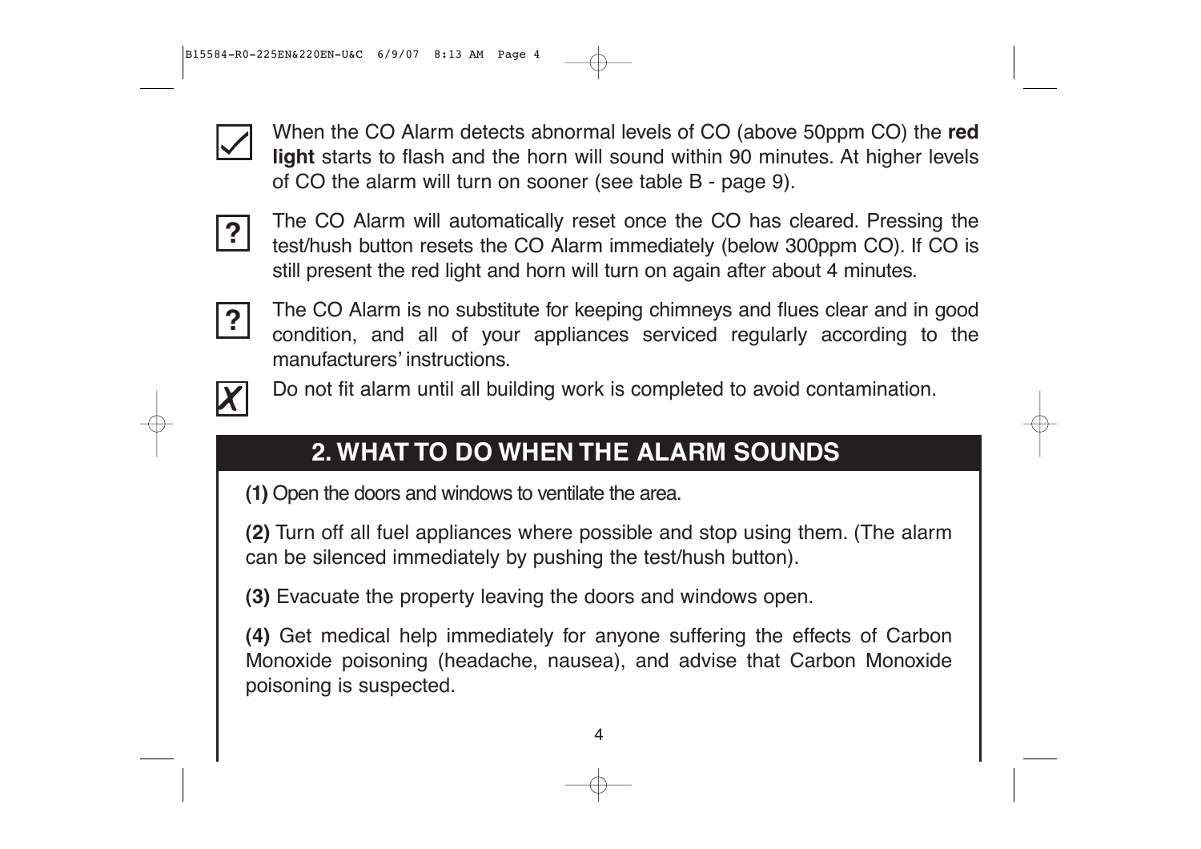☑ When the CO Alarm detects abnormal levels of CO (above 50ppm CO) the **red light** starts to flash and the horn will sound within 90 minutes. At higher levels of CO the alarm will turn on sooner (see table B - page 9).

? The CO Alarm will automatically reset once the CO has cleared. Pressing the test/hush button resets the CO Alarm immediately (below 300ppm CO). If CO is still present the red light and horn will turn on again after about 4 minutes.

? The CO Alarm is no substitute for keeping chimneys and flues clear and in good condition, and all of your appliances serviced regularly according to the manufacturers' instructions.

☒ Do not fit alarm until all building work is completed to avoid contamination.

## 2. WHAT TO DO WHEN THE ALARM SOUNDS

**(1)** Open the doors and windows to ventilate the area.

**(2)** Turn off all fuel appliances where possible and stop using them. (The alarm can be silenced immediately by pushing the test/hush button).

**(3)** Evacuate the property leaving the doors and windows open.

**(4)** Get medical help immediately for anyone suffering the effects of Carbon Monoxide poisoning (headache, nausea), and advise that Carbon Monoxide poisoning is suspected.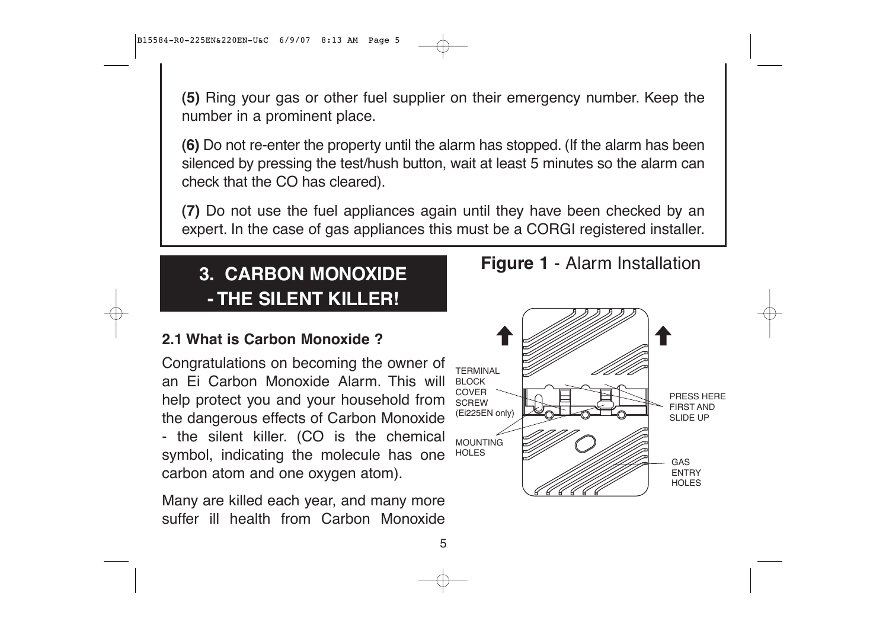**(5)** Ring your gas or other fuel supplier on their emergency number. Keep the number in a prominent place.

**(6)** Do not re-enter the property until the alarm has stopped. (If the alarm has been silenced by pressing the test/hush button, wait at least 5 minutes so the alarm can check that the CO has cleared).

**(7)** Do not use the fuel appliances again until they have been checked by an expert. In the case of gas appliances this must be a CORGI registered installer.

# 3. CARBON MONOXIDE - THE SILENT KILLER!

### 2.1 What is Carbon Monoxide ?

Congratulations on becoming the owner of an Ei Carbon Monoxide Alarm. This will help protect you and your household from the dangerous effects of Carbon Monoxide - the silent killer. (CO is the chemical symbol, indicating the molecule has one carbon atom and one oxygen atom).

Many are killed each year, and many more suffer ill health from Carbon Monoxide

**Figure 1** - Alarm Installation

TERMINAL BLOCK COVER SCREW (Ei225EN only)

MOUNTING HOLES

PRESS HERE FIRST AND SLIDE UP

GAS ENTRY HOLES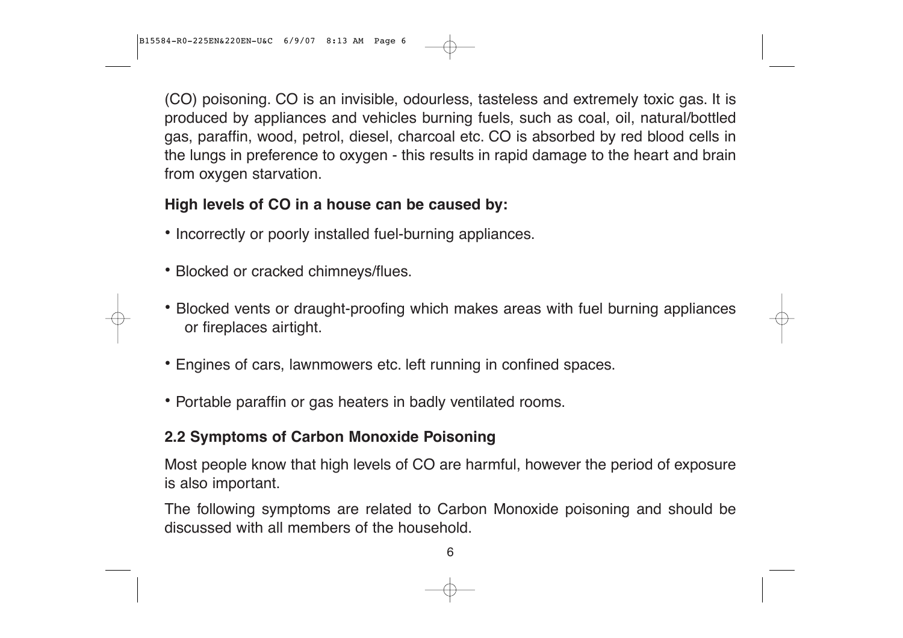(CO) poisoning. CO is an invisible, odourless, tasteless and extremely toxic gas. It is produced by appliances and vehicles burning fuels, such as coal, oil, natural/bottled gas, paraffin, wood, petrol, diesel, charcoal etc. CO is absorbed by red blood cells in the lungs in preference to oxygen - this results in rapid damage to the heart and brain from oxygen starvation.

**High levels of CO in a house can be caused by:**

- Incorrectly or poorly installed fuel-burning appliances.
- Blocked or cracked chimneys/flues.
- Blocked vents or draught-proofing which makes areas with fuel burning appliances or fireplaces airtight.
- Engines of cars, lawnmowers etc. left running in confined spaces.
- Portable paraffin or gas heaters in badly ventilated rooms.

## 2.2 Symptoms of Carbon Monoxide Poisoning

Most people know that high levels of CO are harmful, however the period of exposure is also important.

The following symptoms are related to Carbon Monoxide poisoning and should be discussed with all members of the household.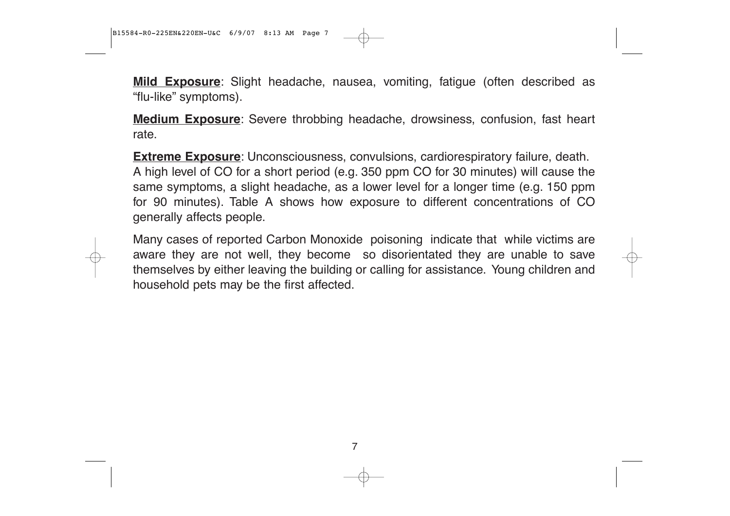**Mild Exposure**: Slight headache, nausea, vomiting, fatigue (often described as "flu-like" symptoms).

**Medium Exposure**: Severe throbbing headache, drowsiness, confusion, fast heart rate.

**Extreme Exposure**: Unconsciousness, convulsions, cardiorespiratory failure, death.
A high level of CO for a short period (e.g. 350 ppm CO for 30 minutes) will cause the same symptoms, a slight headache, as a lower level for a longer time (e.g. 150 ppm for 90 minutes). Table A shows how exposure to different concentrations of CO generally affects people.

Many cases of reported Carbon Monoxide poisoning indicate that while victims are aware they are not well, they become so disorientated they are unable to save themselves by either leaving the building or calling for assistance. Young children and household pets may be the first affected.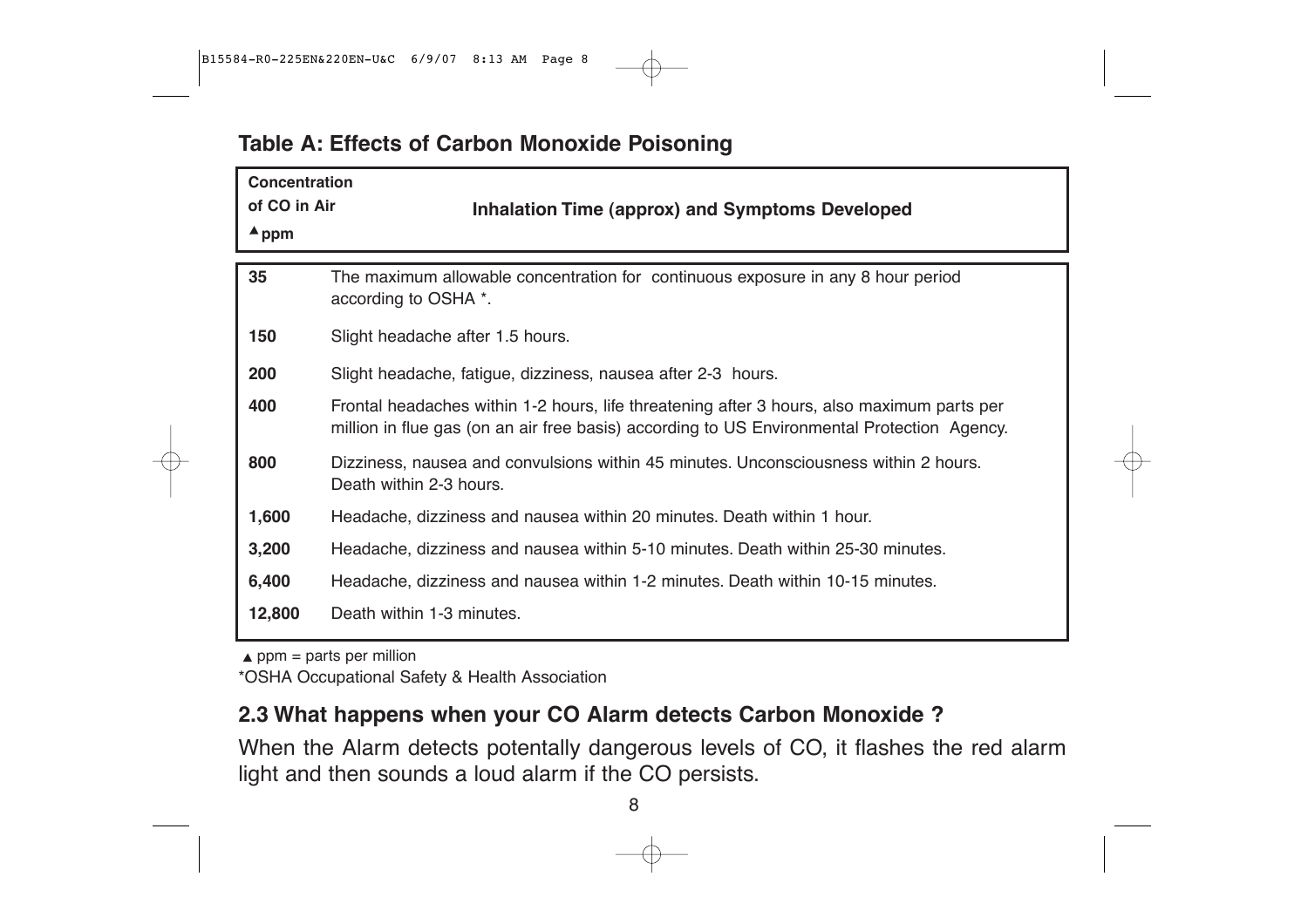## Table A: Effects of Carbon Monoxide Poisoning

| Concentration of CO in Air ▲ppm | Inhalation Time (approx) and Symptoms Developed |
|---|---|
| **35** | The maximum allowable concentration for continuous exposure in any 8 hour period according to OSHA *. |
| **150** | Slight headache after 1.5 hours. |
| **200** | Slight headache, fatigue, dizziness, nausea after 2-3 hours. |
| **400** | Frontal headaches within 1-2 hours, life threatening after 3 hours, also maximum parts per million in flue gas (on an air free basis) according to US Environmental Protection Agency. |
| **800** | Dizziness, nausea and convulsions within 45 minutes. Unconsciousness within 2 hours. Death within 2-3 hours. |
| **1,600** | Headache, dizziness and nausea within 20 minutes. Death within 1 hour. |
| **3,200** | Headache, dizziness and nausea within 5-10 minutes. Death within 25-30 minutes. |
| **6,400** | Headache, dizziness and nausea within 1-2 minutes. Death within 10-15 minutes. |
| **12,800** | Death within 1-3 minutes. |

▲ ppm = parts per million

*OSHA Occupational Safety & Health Association

## 2.3 What happens when your CO Alarm detects Carbon Monoxide ?

When the Alarm detects potentally dangerous levels of CO, it flashes the red alarm light and then sounds a loud alarm if the CO persists.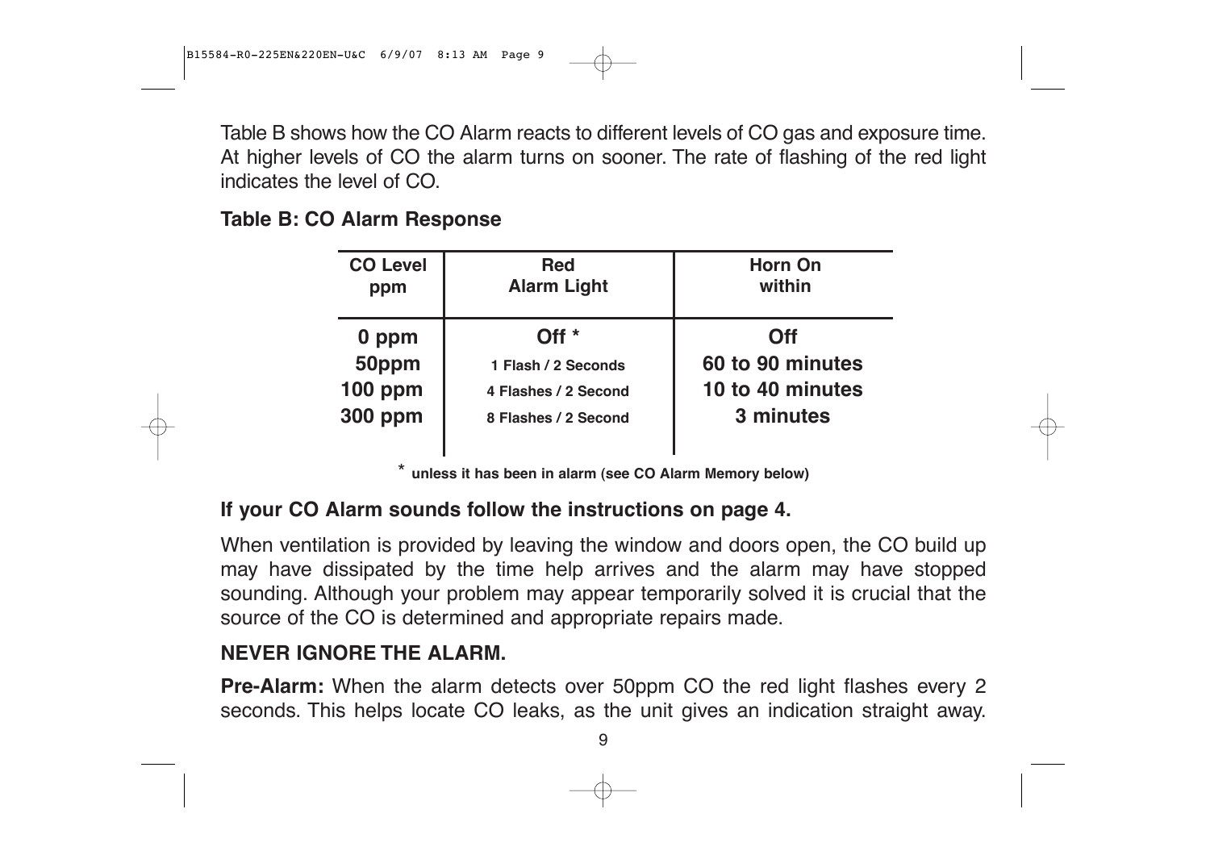Table B shows how the CO Alarm reacts to different levels of CO gas and exposure time. At higher levels of CO the alarm turns on sooner. The rate of flashing of the red light indicates the level of CO.

**Table B: CO Alarm Response**

| CO Level ppm | Red Alarm Light | Horn On within |
|---|---|---|
| 0 ppm | Off * | Off |
| 50ppm | 1 Flash / 2 Seconds | 60 to 90 minutes |
| 100 ppm | 4 Flashes / 2 Second | 10 to 40 minutes |
| 300 ppm | 8 Flashes / 2 Second | 3 minutes |

* unless it has been in alarm (see CO Alarm Memory below)

**If your CO Alarm sounds follow the instructions on page 4.**

When ventilation is provided by leaving the window and doors open, the CO build up may have dissipated by the time help arrives and the alarm may have stopped sounding. Although your problem may appear temporarily solved it is crucial that the source of the CO is determined and appropriate repairs made.

**NEVER IGNORE THE ALARM.**

**Pre-Alarm:** When the alarm detects over 50ppm CO the red light flashes every 2 seconds. This helps locate CO leaks, as the unit gives an indication straight away.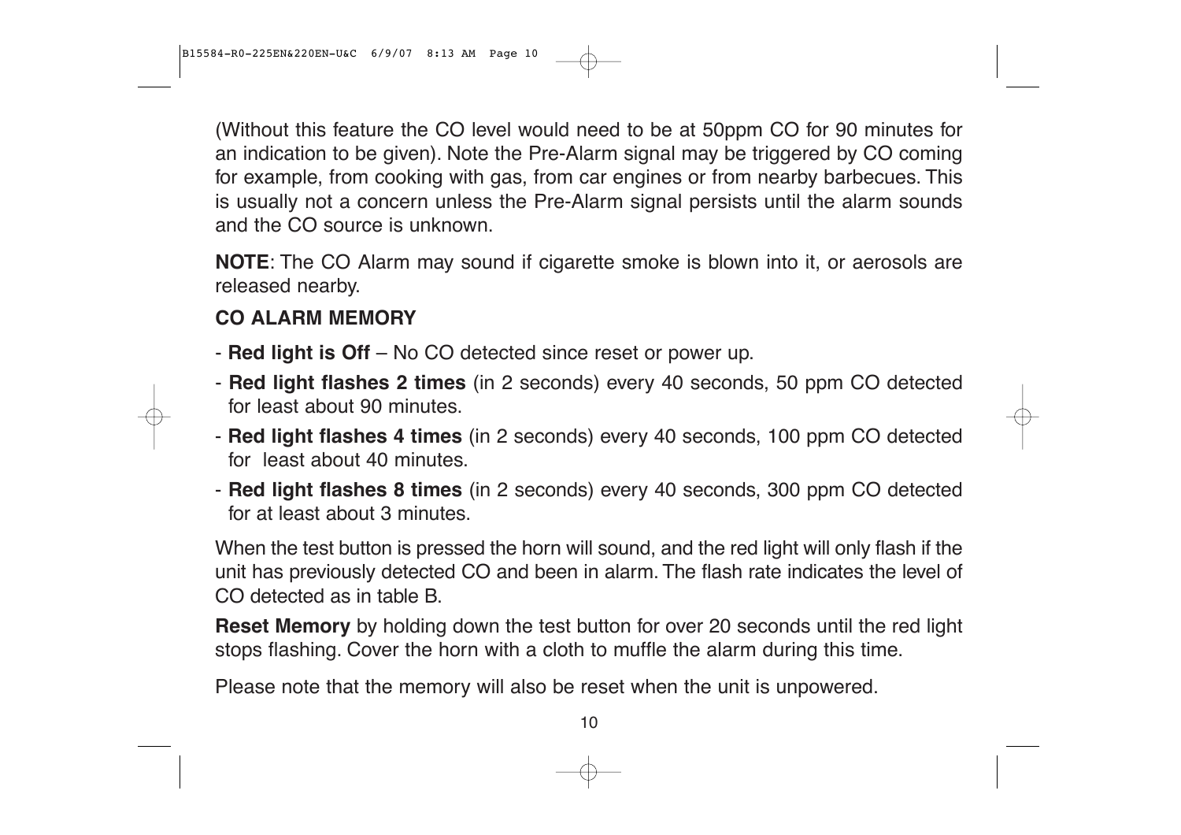(Without this feature the CO level would need to be at 50ppm CO for 90 minutes for an indication to be given). Note the Pre-Alarm signal may be triggered by CO coming for example, from cooking with gas, from car engines or from nearby barbecues. This is usually not a concern unless the Pre-Alarm signal persists until the alarm sounds and the CO source is unknown.

**NOTE**: The CO Alarm may sound if cigarette smoke is blown into it, or aerosols are released nearby.

**CO ALARM MEMORY**

- **Red light is Off** – No CO detected since reset or power up.
- **Red light flashes 2 times** (in 2 seconds) every 40 seconds, 50 ppm CO detected for least about 90 minutes.
- **Red light flashes 4 times** (in 2 seconds) every 40 seconds, 100 ppm CO detected for least about 40 minutes.
- **Red light flashes 8 times** (in 2 seconds) every 40 seconds, 300 ppm CO detected for at least about 3 minutes.

When the test button is pressed the horn will sound, and the red light will only flash if the unit has previously detected CO and been in alarm. The flash rate indicates the level of CO detected as in table B.

**Reset Memory** by holding down the test button for over 20 seconds until the red light stops flashing. Cover the horn with a cloth to muffle the alarm during this time.

Please note that the memory will also be reset when the unit is unpowered.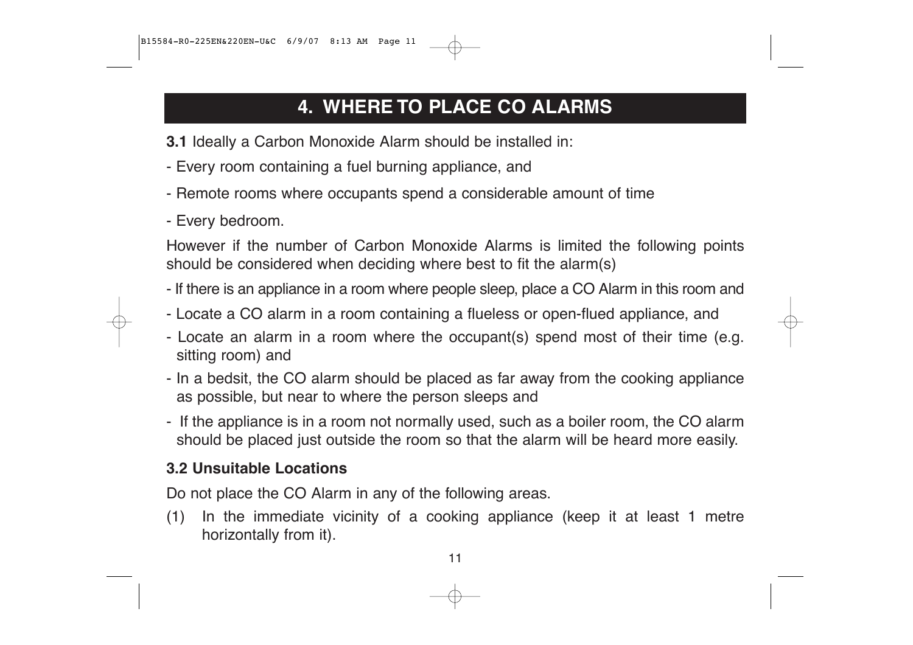# 4. WHERE TO PLACE CO ALARMS

**3.1** Ideally a Carbon Monoxide Alarm should be installed in:

- Every room containing a fuel burning appliance, and
- Remote rooms where occupants spend a considerable amount of time
- Every bedroom.

However if the number of Carbon Monoxide Alarms is limited the following points should be considered when deciding where best to fit the alarm(s)

- If there is an appliance in a room where people sleep, place a CO Alarm in this room and
- Locate a CO alarm in a room containing a flueless or open-flued appliance, and
- Locate an alarm in a room where the occupant(s) spend most of their time (e.g. sitting room) and
- In a bedsit, the CO alarm should be placed as far away from the cooking appliance as possible, but near to where the person sleeps and
- If the appliance is in a room not normally used, such as a boiler room, the CO alarm should be placed just outside the room so that the alarm will be heard more easily.

**3.2 Unsuitable Locations**

Do not place the CO Alarm in any of the following areas.

(1) In the immediate vicinity of a cooking appliance (keep it at least 1 metre horizontally from it).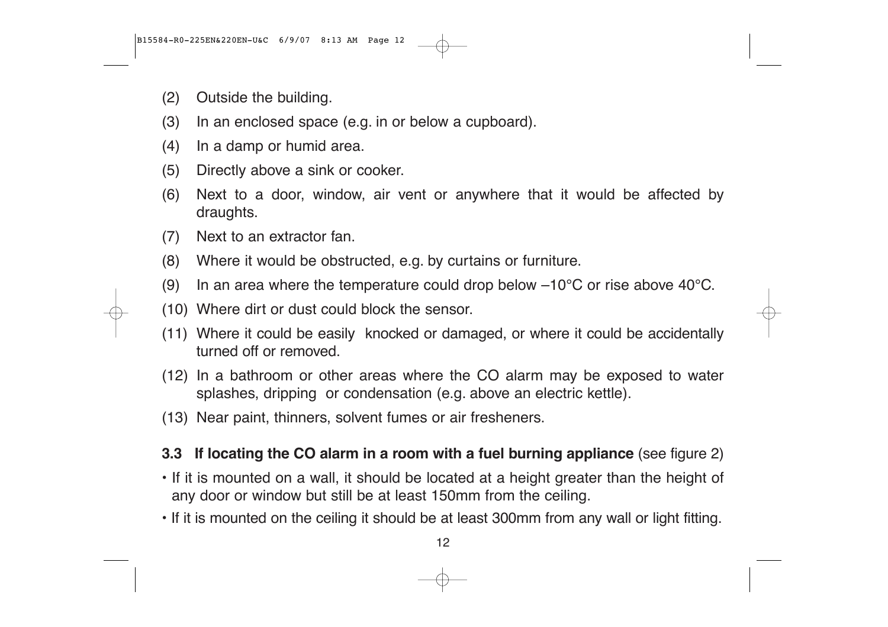(2) Outside the building.

(3) In an enclosed space (e.g. in or below a cupboard).

(4) In a damp or humid area.

(5) Directly above a sink or cooker.

(6) Next to a door, window, air vent or anywhere that it would be affected by draughts.

(7) Next to an extractor fan.

(8) Where it would be obstructed, e.g. by curtains or furniture.

(9) In an area where the temperature could drop below –10°C or rise above 40°C.

(10) Where dirt or dust could block the sensor.

(11) Where it could be easily knocked or damaged, or where it could be accidentally turned off or removed.

(12) In a bathroom or other areas where the CO alarm may be exposed to water splashes, dripping or condensation (e.g. above an electric kettle).

(13) Near paint, thinners, solvent fumes or air fresheners.

**3.3 If locating the CO alarm in a room with a fuel burning appliance** (see figure 2)

- If it is mounted on a wall, it should be located at a height greater than the height of any door or window but still be at least 150mm from the ceiling.
- If it is mounted on the ceiling it should be at least 300mm from any wall or light fitting.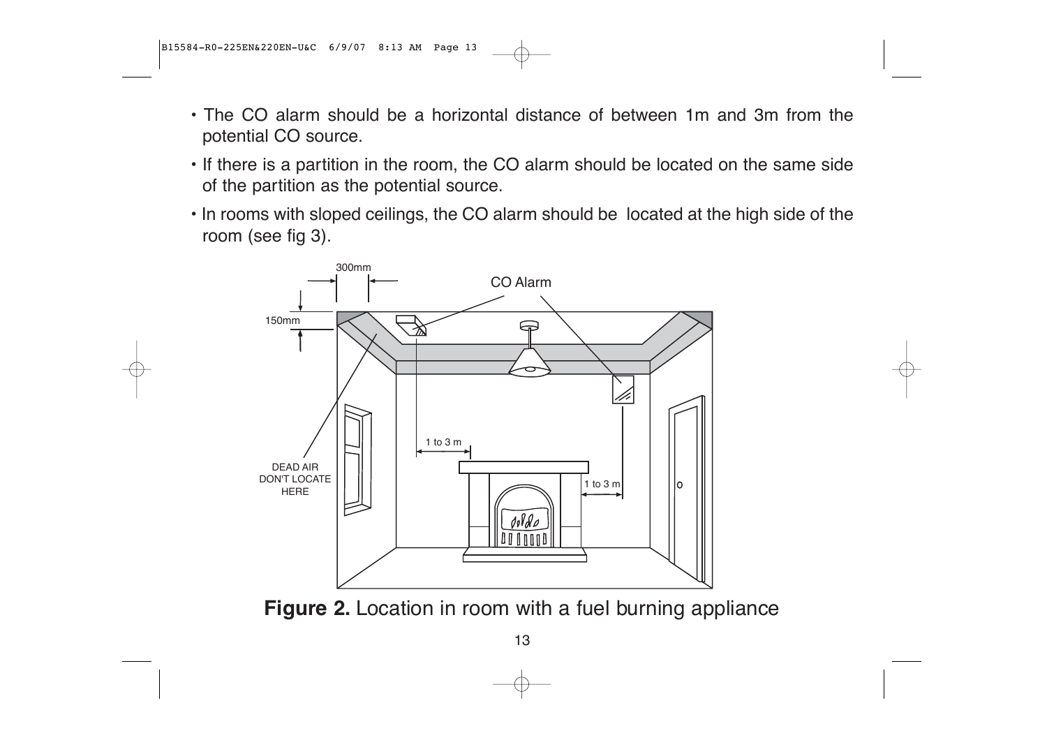- The CO alarm should be a horizontal distance of between 1m and 3m from the potential CO source.
- If there is a partition in the room, the CO alarm should be located on the same side of the partition as the potential source.
- In rooms with sloped ceilings, the CO alarm should be located at the high side of the room (see fig 3).

300mm

150mm

CO Alarm

1 to 3 m

1 to 3 m

DEAD AIR DON'T LOCATE HERE

**Figure 2.** Location in room with a fuel burning appliance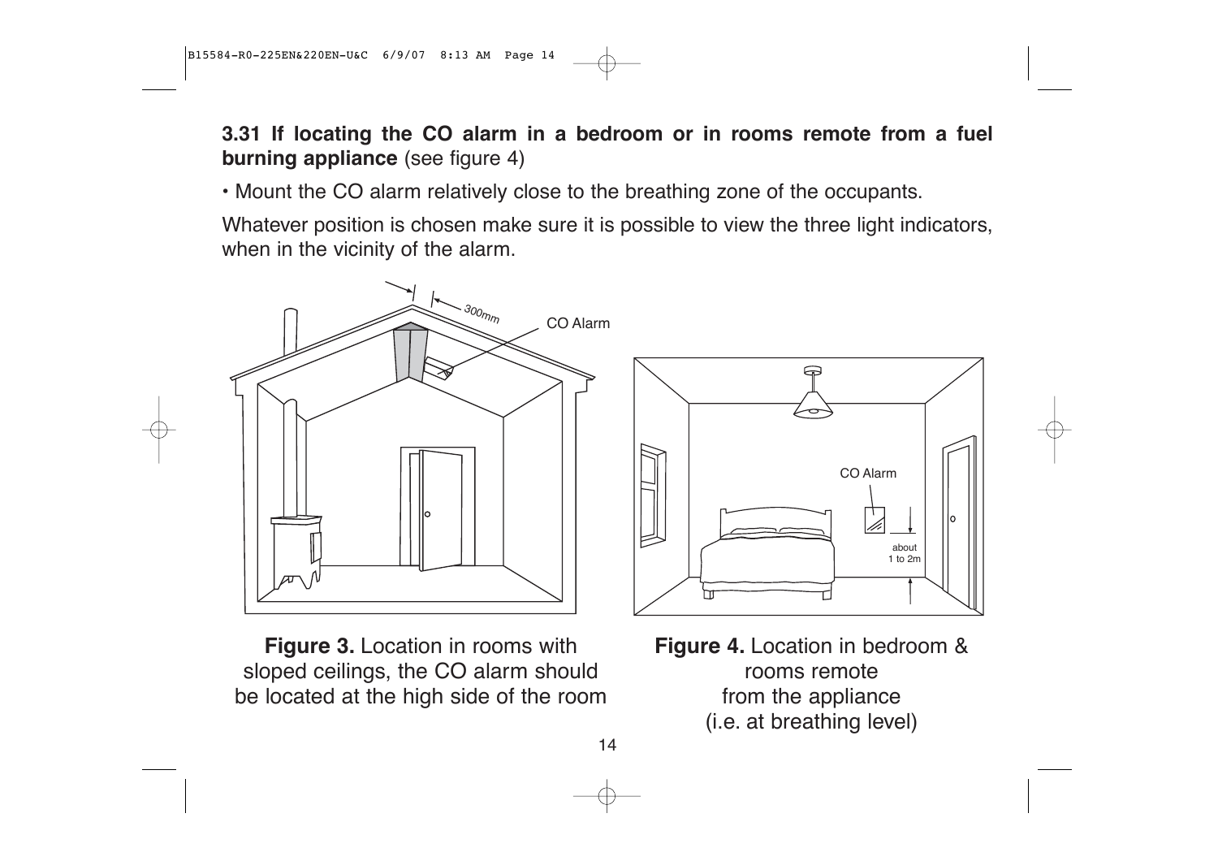**3.31 If locating the CO alarm in a bedroom or in rooms remote from a fuel burning appliance** (see figure 4)

• Mount the CO alarm relatively close to the breathing zone of the occupants.

Whatever position is chosen make sure it is possible to view the three light indicators, when in the vicinity of the alarm.

**Figure 3.** Location in rooms with sloped ceilings, the CO alarm should be located at the high side of the room

**Figure 4.** Location in bedroom & rooms remote from the appliance (i.e. at breathing level)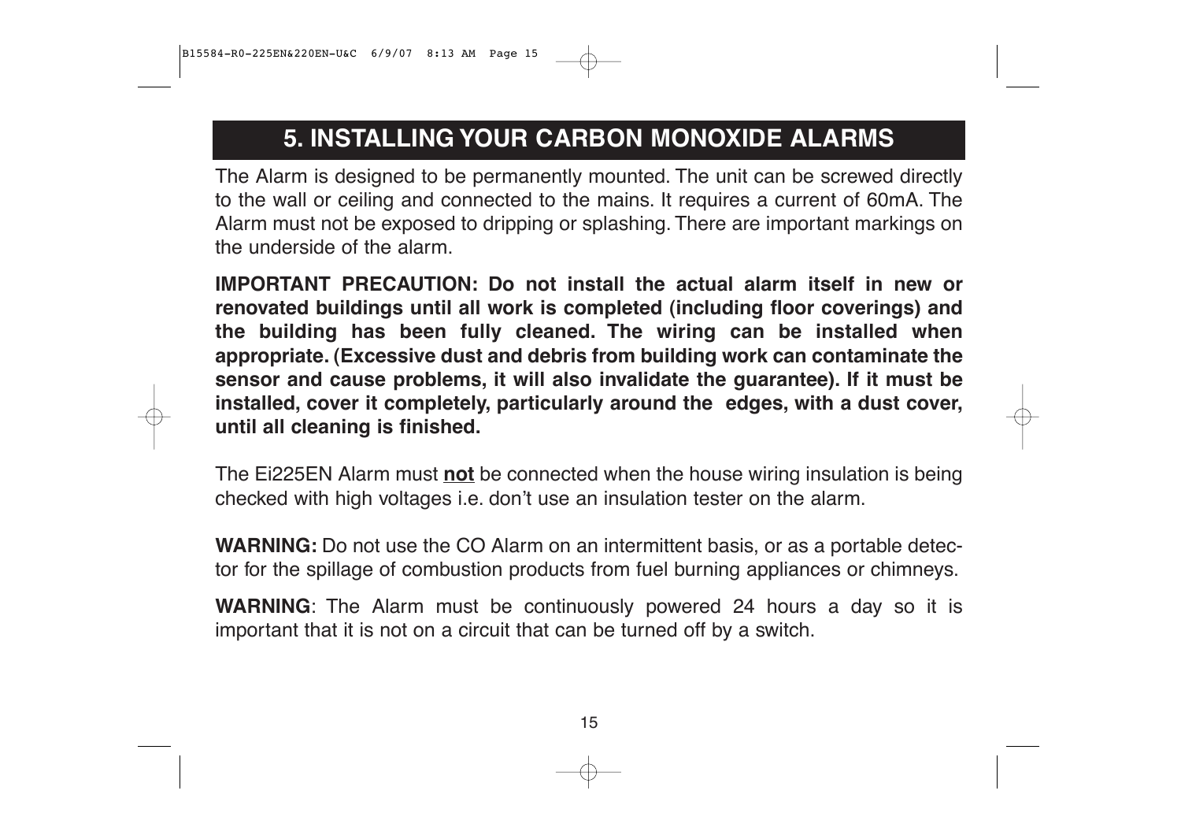# 5. INSTALLING YOUR CARBON MONOXIDE ALARMS

The Alarm is designed to be permanently mounted. The unit can be screwed directly to the wall or ceiling and connected to the mains. It requires a current of 60mA. The Alarm must not be exposed to dripping or splashing. There are important markings on the underside of the alarm.

**IMPORTANT PRECAUTION: Do not install the actual alarm itself in new or renovated buildings until all work is completed (including floor coverings) and the building has been fully cleaned. The wiring can be installed when appropriate. (Excessive dust and debris from building work can contaminate the sensor and cause problems, it will also invalidate the guarantee). If it must be installed, cover it completely, particularly around the edges, with a dust cover, until all cleaning is finished.**

The Ei225EN Alarm must **not** be connected when the house wiring insulation is being checked with high voltages i.e. don't use an insulation tester on the alarm.

**WARNING:** Do not use the CO Alarm on an intermittent basis, or as a portable detector for the spillage of combustion products from fuel burning appliances or chimneys.

**WARNING**: The Alarm must be continuously powered 24 hours a day so it is important that it is not on a circuit that can be turned off by a switch.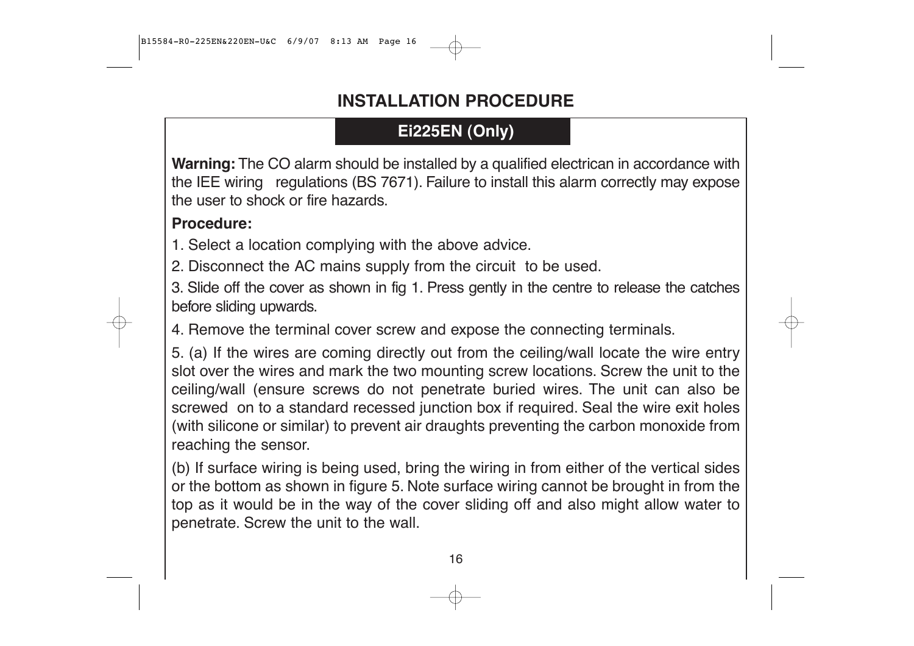# INSTALLATION PROCEDURE

## Ei225EN (Only)

**Warning:** The CO alarm should be installed by a qualified electrican in accordance with the IEE wiring regulations (BS 7671). Failure to install this alarm correctly may expose the user to shock or fire hazards.

**Procedure:**

1. Select a location complying with the above advice.

2. Disconnect the AC mains supply from the circuit to be used.

3. Slide off the cover as shown in fig 1. Press gently in the centre to release the catches before sliding upwards.

4. Remove the terminal cover screw and expose the connecting terminals.

5. (a) If the wires are coming directly out from the ceiling/wall locate the wire entry slot over the wires and mark the two mounting screw locations. Screw the unit to the ceiling/wall (ensure screws do not penetrate buried wires. The unit can also be screwed on to a standard recessed junction box if required. Seal the wire exit holes (with silicone or similar) to prevent air draughts preventing the carbon monoxide from reaching the sensor.

(b) If surface wiring is being used, bring the wiring in from either of the vertical sides or the bottom as shown in figure 5. Note surface wiring cannot be brought in from the top as it would be in the way of the cover sliding off and also might allow water to penetrate. Screw the unit to the wall.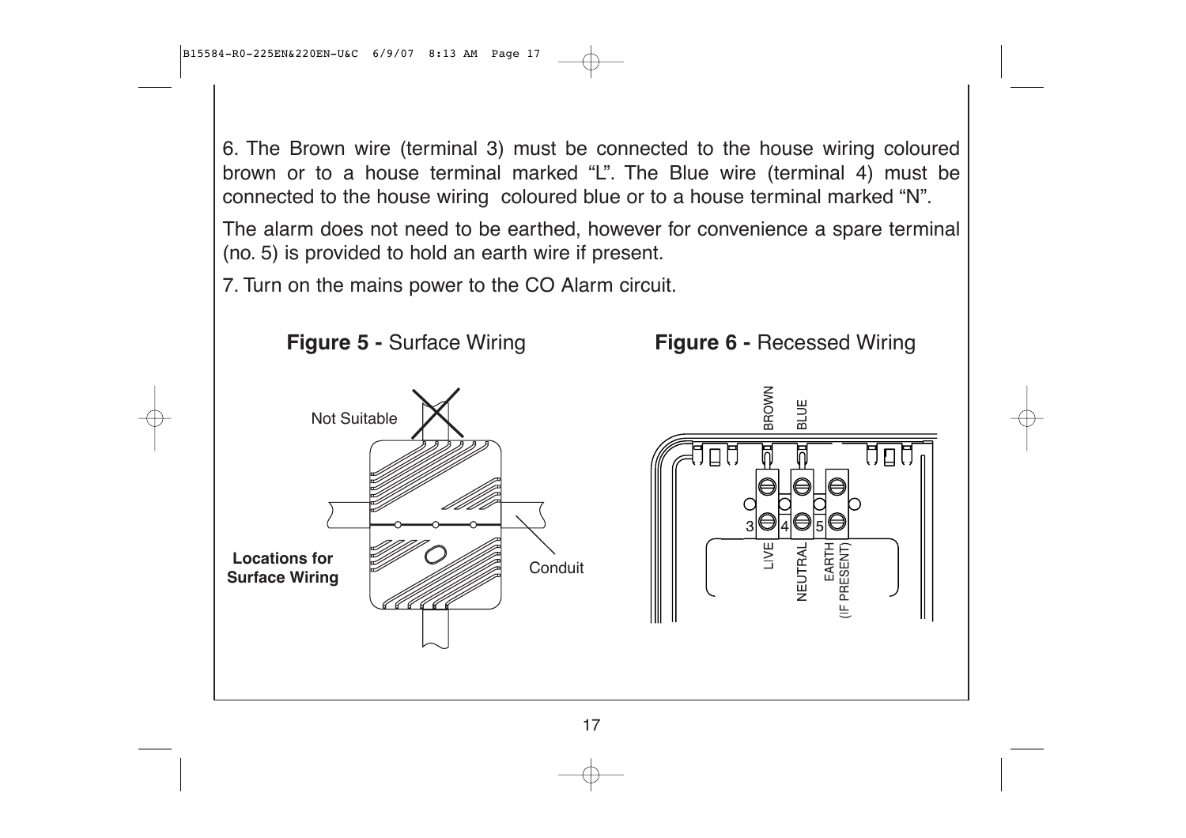6. The Brown wire (terminal 3) must be connected to the house wiring coloured brown or to a house terminal marked “L”. The Blue wire (terminal 4) must be connected to the house wiring coloured blue or to a house terminal marked “N”.

The alarm does not need to be earthed, however for convenience a spare terminal (no. 5) is provided to hold an earth wire if present.

7. Turn on the mains power to the CO Alarm circuit.

**Figure 5 -** Surface Wiring

Not Suitable

**Locations for Surface Wiring**

Conduit

**Figure 6 -** Recessed Wiring

BROWN

BLUE

3 4 5

LIVE

NEUTRAL

EARTH (IF PRESENT)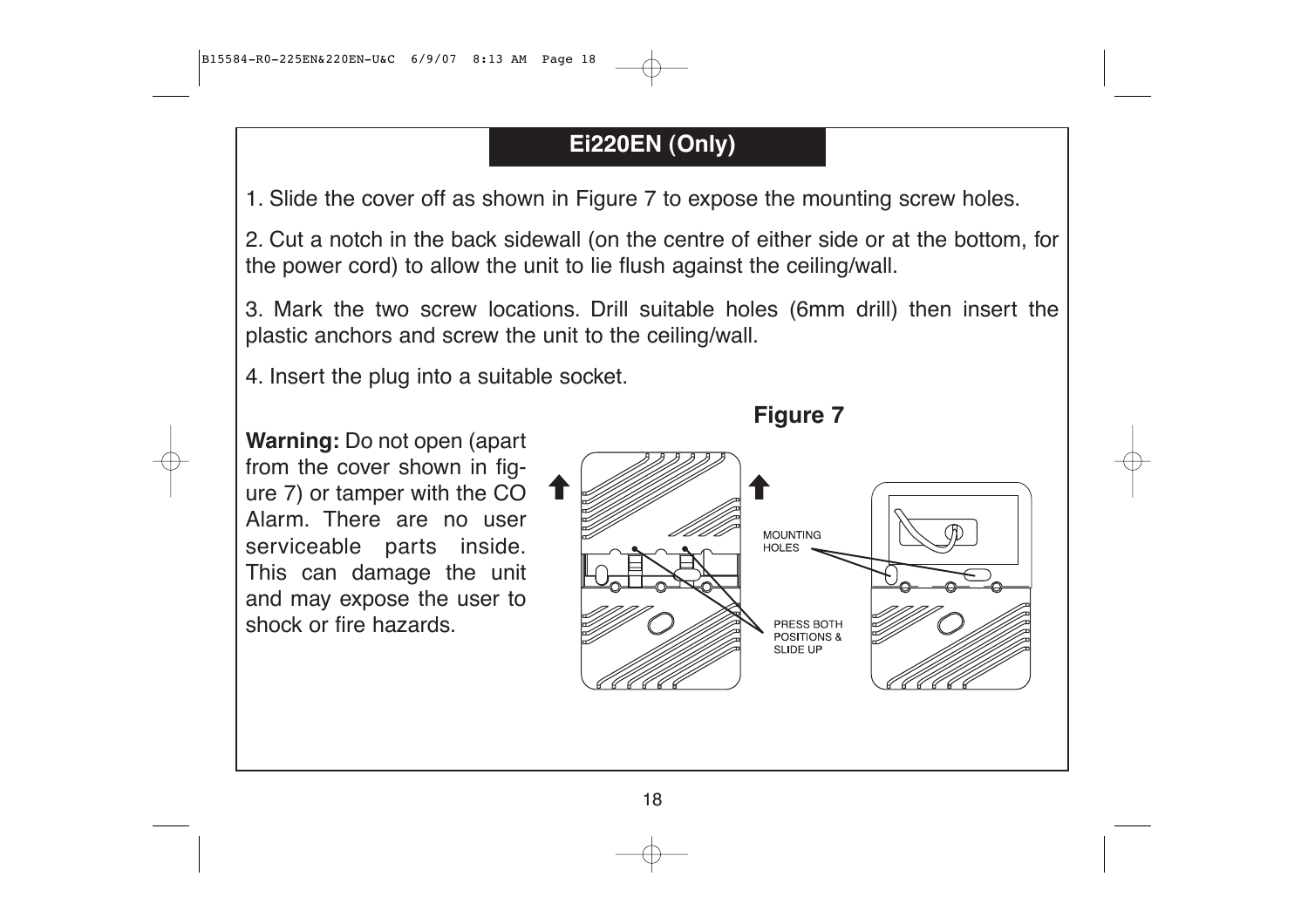## Ei220EN (Only)

1. Slide the cover off as shown in Figure 7 to expose the mounting screw holes.

2. Cut a notch in the back sidewall (on the centre of either side or at the bottom, for the power cord) to allow the unit to lie flush against the ceiling/wall.

3. Mark the two screw locations. Drill suitable holes (6mm drill) then insert the plastic anchors and screw the unit to the ceiling/wall.

4. Insert the plug into a suitable socket.

**Warning:** Do not open (apart from the cover shown in figure 7) or tamper with the CO Alarm. There are no user serviceable parts inside. This can damage the unit and may expose the user to shock or fire hazards.

**Figure 7**

MOUNTING HOLES

PRESS BOTH POSITIONS & SLIDE UP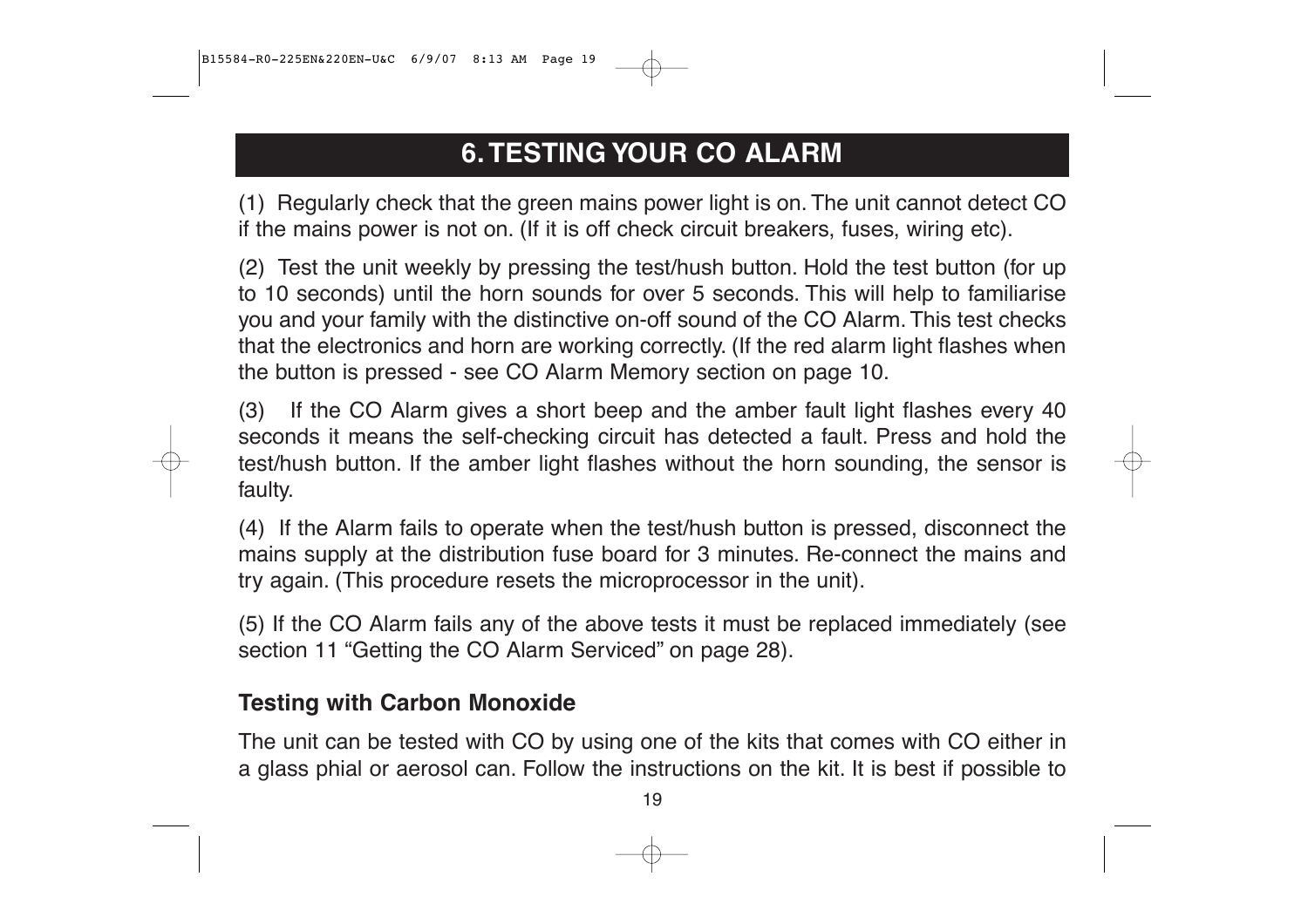# 6. TESTING YOUR CO ALARM

(1) Regularly check that the green mains power light is on. The unit cannot detect CO if the mains power is not on. (If it is off check circuit breakers, fuses, wiring etc).

(2) Test the unit weekly by pressing the test/hush button. Hold the test button (for up to 10 seconds) until the horn sounds for over 5 seconds. This will help to familiarise you and your family with the distinctive on-off sound of the CO Alarm. This test checks that the electronics and horn are working correctly. (If the red alarm light flashes when the button is pressed - see CO Alarm Memory section on page 10.

(3) If the CO Alarm gives a short beep and the amber fault light flashes every 40 seconds it means the self-checking circuit has detected a fault. Press and hold the test/hush button. If the amber light flashes without the horn sounding, the sensor is faulty.

(4) If the Alarm fails to operate when the test/hush button is pressed, disconnect the mains supply at the distribution fuse board for 3 minutes. Re-connect the mains and try again. (This procedure resets the microprocessor in the unit).

(5) If the CO Alarm fails any of the above tests it must be replaced immediately (see section 11 "Getting the CO Alarm Serviced" on page 28).

### Testing with Carbon Monoxide

The unit can be tested with CO by using one of the kits that comes with CO either in a glass phial or aerosol can. Follow the instructions on the kit. It is best if possible to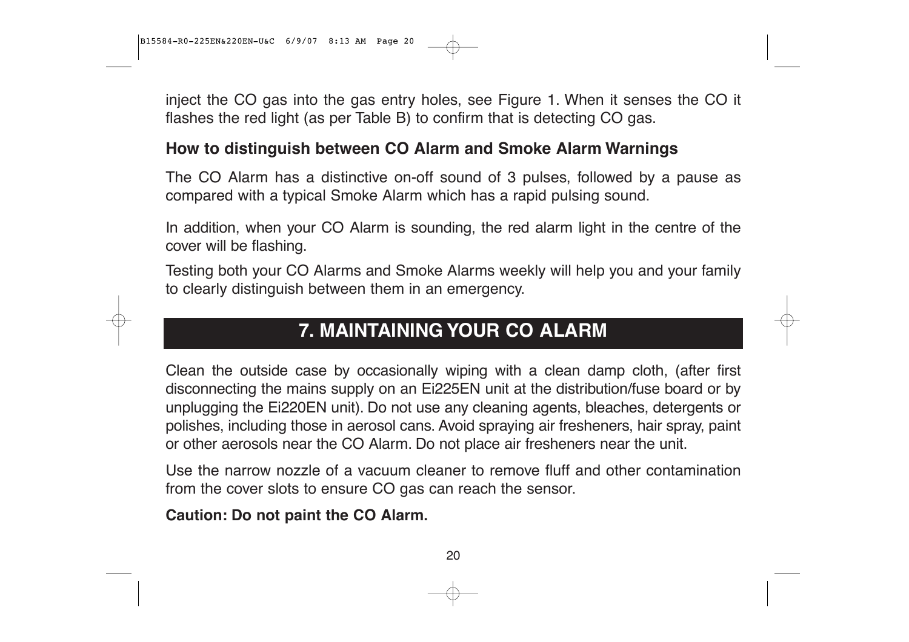inject the CO gas into the gas entry holes, see Figure 1. When it senses the CO it flashes the red light (as per Table B) to confirm that is detecting CO gas.

### How to distinguish between CO Alarm and Smoke Alarm Warnings

The CO Alarm has a distinctive on-off sound of 3 pulses, followed by a pause as compared with a typical Smoke Alarm which has a rapid pulsing sound.

In addition, when your CO Alarm is sounding, the red alarm light in the centre of the cover will be flashing.

Testing both your CO Alarms and Smoke Alarms weekly will help you and your family to clearly distinguish between them in an emergency.

## 7. MAINTAINING YOUR CO ALARM

Clean the outside case by occasionally wiping with a clean damp cloth, (after first disconnecting the mains supply on an Ei225EN unit at the distribution/fuse board or by unplugging the Ei220EN unit). Do not use any cleaning agents, bleaches, detergents or polishes, including those in aerosol cans. Avoid spraying air fresheners, hair spray, paint or other aerosols near the CO Alarm. Do not place air fresheners near the unit.

Use the narrow nozzle of a vacuum cleaner to remove fluff and other contamination from the cover slots to ensure CO gas can reach the sensor.

**Caution: Do not paint the CO Alarm.**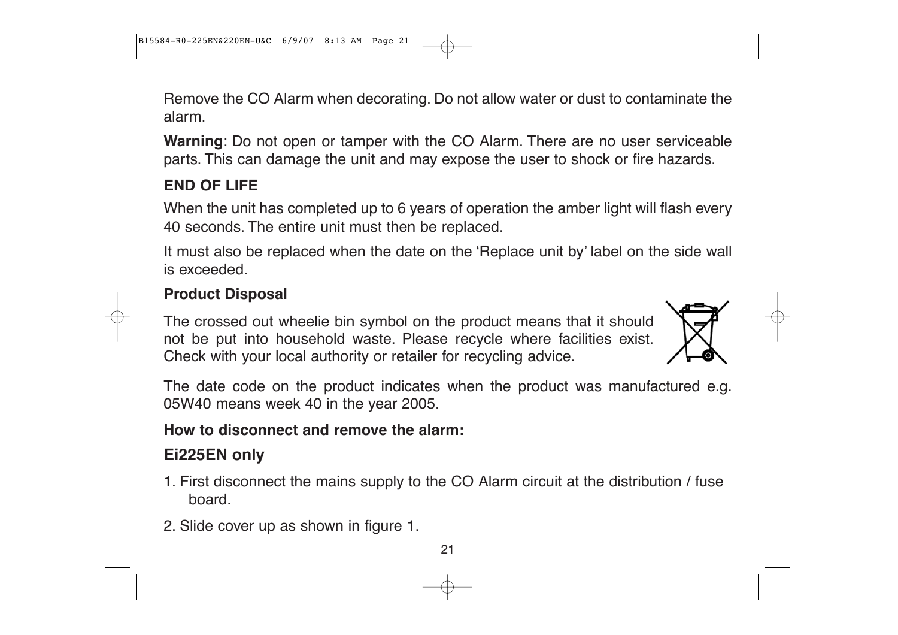Remove the CO Alarm when decorating. Do not allow water or dust to contaminate the alarm.

**Warning**: Do not open or tamper with the CO Alarm. There are no user serviceable parts. This can damage the unit and may expose the user to shock or fire hazards.

## END OF LIFE

When the unit has completed up to 6 years of operation the amber light will flash every 40 seconds. The entire unit must then be replaced.

It must also be replaced when the date on the 'Replace unit by' label on the side wall is exceeded.

### Product Disposal

The crossed out wheelie bin symbol on the product means that it should not be put into household waste. Please recycle where facilities exist. Check with your local authority or retailer for recycling advice.

The date code on the product indicates when the product was manufactured e.g. 05W40 means week 40 in the year 2005.

**How to disconnect and remove the alarm:**

## Ei225EN only

1. First disconnect the mains supply to the CO Alarm circuit at the distribution / fuse board.
2. Slide cover up as shown in figure 1.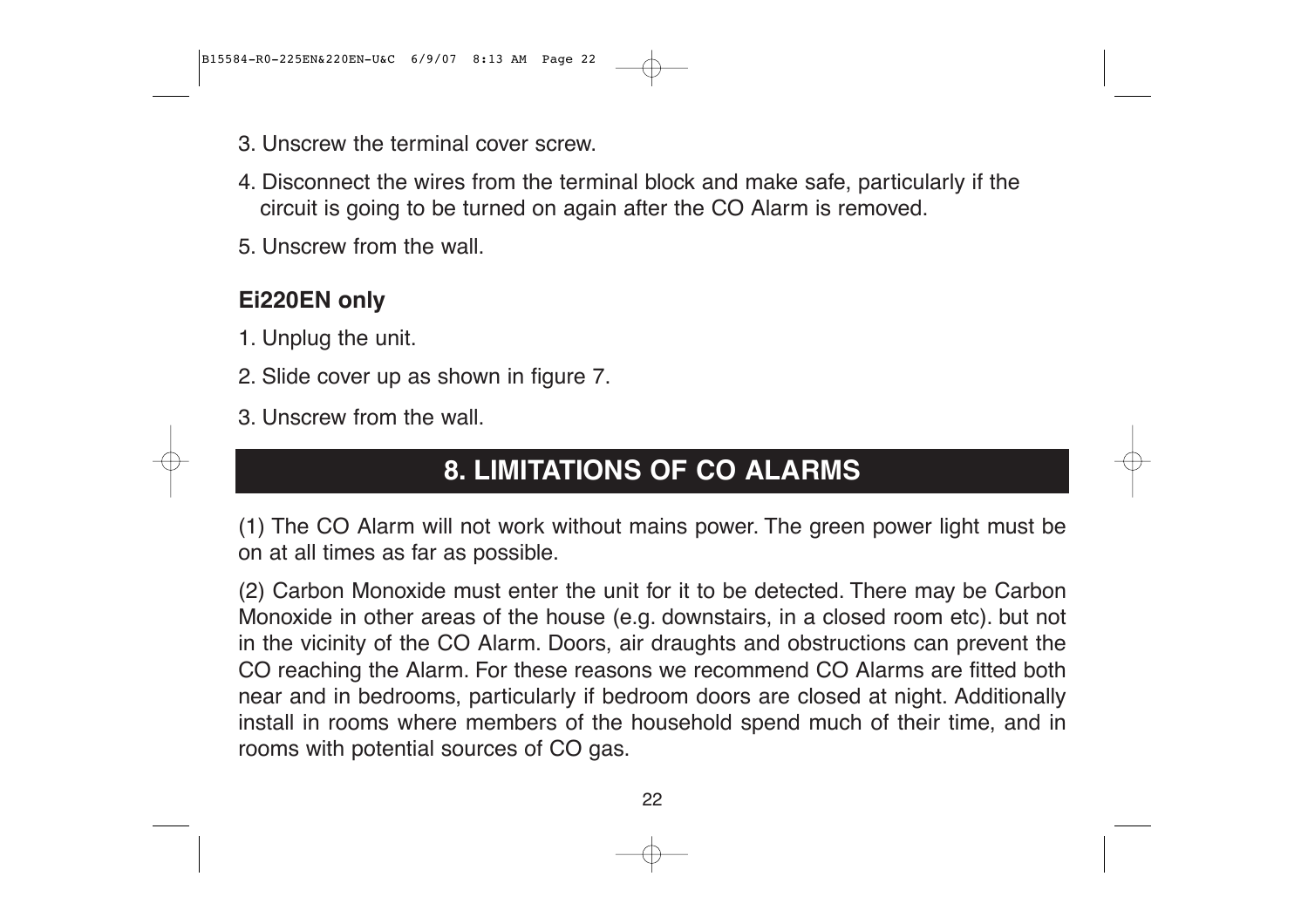3. Unscrew the terminal cover screw.

4. Disconnect the wires from the terminal block and make safe, particularly if the circuit is going to be turned on again after the CO Alarm is removed.

5. Unscrew from the wall.

**Ei220EN only**

1. Unplug the unit.

2. Slide cover up as shown in figure 7.

3. Unscrew from the wall.

## 8. LIMITATIONS OF CO ALARMS

(1) The CO Alarm will not work without mains power. The green power light must be on at all times as far as possible.

(2) Carbon Monoxide must enter the unit for it to be detected. There may be Carbon Monoxide in other areas of the house (e.g. downstairs, in a closed room etc). but not in the vicinity of the CO Alarm. Doors, air draughts and obstructions can prevent the CO reaching the Alarm. For these reasons we recommend CO Alarms are fitted both near and in bedrooms, particularly if bedroom doors are closed at night. Additionally install in rooms where members of the household spend much of their time, and in rooms with potential sources of CO gas.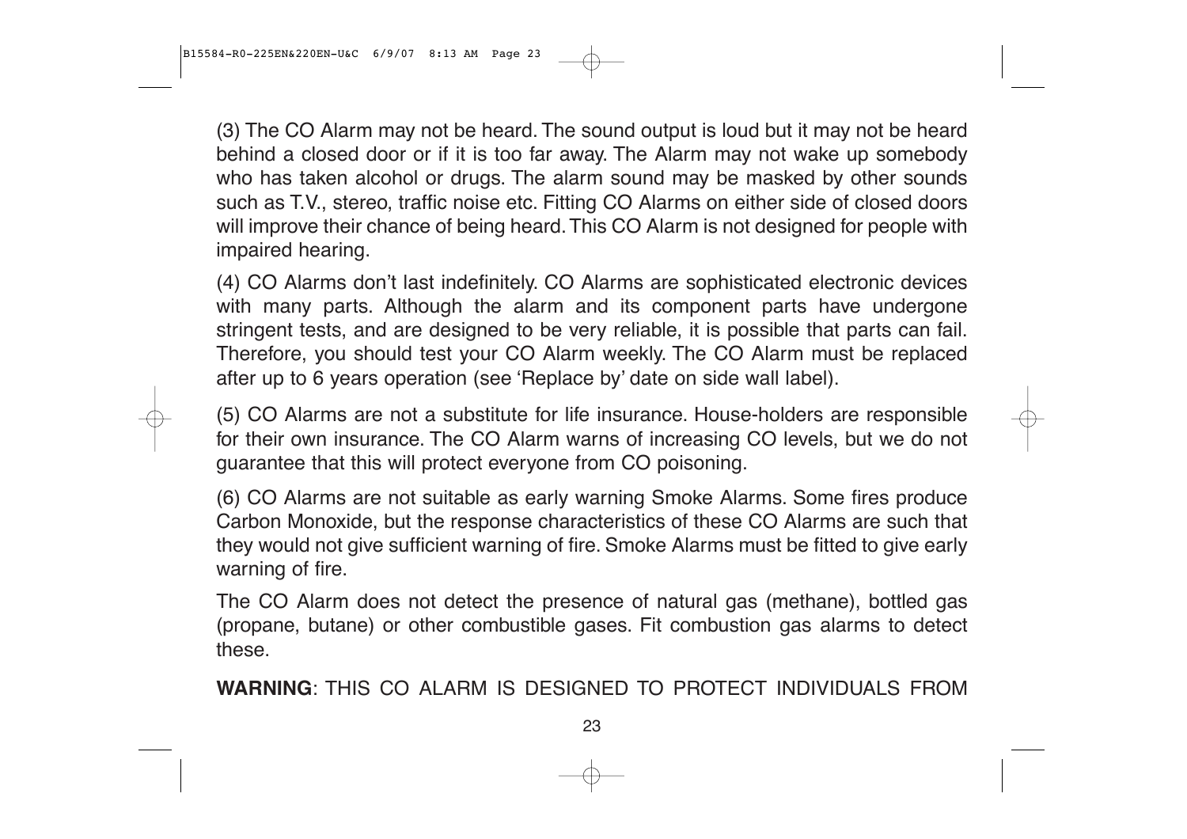(3) The CO Alarm may not be heard. The sound output is loud but it may not be heard behind a closed door or if it is too far away. The Alarm may not wake up somebody who has taken alcohol or drugs. The alarm sound may be masked by other sounds such as T.V., stereo, traffic noise etc. Fitting CO Alarms on either side of closed doors will improve their chance of being heard. This CO Alarm is not designed for people with impaired hearing.

(4) CO Alarms don't last indefinitely. CO Alarms are sophisticated electronic devices with many parts. Although the alarm and its component parts have undergone stringent tests, and are designed to be very reliable, it is possible that parts can fail. Therefore, you should test your CO Alarm weekly. The CO Alarm must be replaced after up to 6 years operation (see 'Replace by' date on side wall label).

(5) CO Alarms are not a substitute for life insurance. House-holders are responsible for their own insurance. The CO Alarm warns of increasing CO levels, but we do not guarantee that this will protect everyone from CO poisoning.

(6) CO Alarms are not suitable as early warning Smoke Alarms. Some fires produce Carbon Monoxide, but the response characteristics of these CO Alarms are such that they would not give sufficient warning of fire. Smoke Alarms must be fitted to give early warning of fire.

The CO Alarm does not detect the presence of natural gas (methane), bottled gas (propane, butane) or other combustible gases. Fit combustion gas alarms to detect these.

**WARNING**: THIS CO ALARM IS DESIGNED TO PROTECT INDIVIDUALS FROM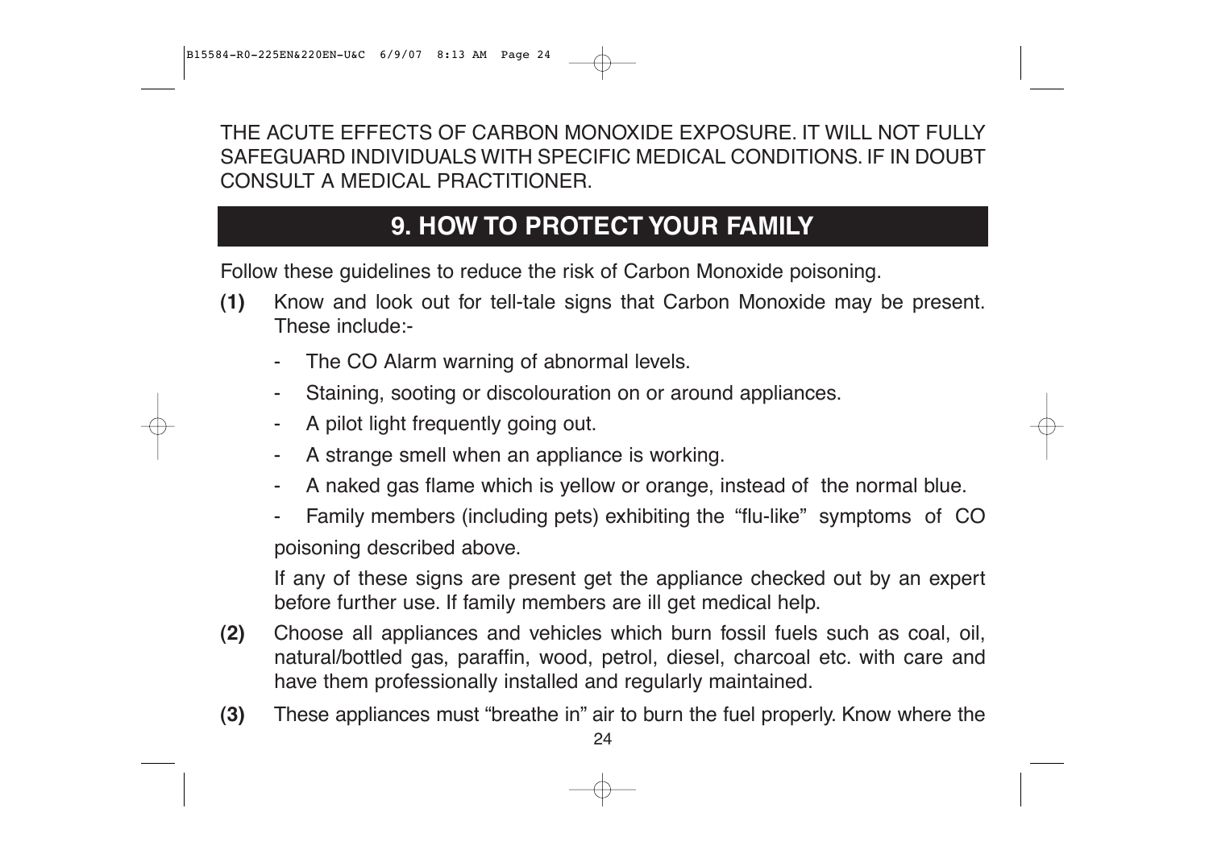THE ACUTE EFFECTS OF CARBON MONOXIDE EXPOSURE. IT WILL NOT FULLY SAFEGUARD INDIVIDUALS WITH SPECIFIC MEDICAL CONDITIONS. IF IN DOUBT CONSULT A MEDICAL PRACTITIONER.

## 9. HOW TO PROTECT YOUR FAMILY

Follow these guidelines to reduce the risk of Carbon Monoxide poisoning.

**(1)** Know and look out for tell-tale signs that Carbon Monoxide may be present. These include:-

- The CO Alarm warning of abnormal levels.
- Staining, sooting or discolouration on or around appliances.
- A pilot light frequently going out.
- A strange smell when an appliance is working.
- A naked gas flame which is yellow or orange, instead of the normal blue.
- Family members (including pets) exhibiting the "flu-like" symptoms of CO poisoning described above.

If any of these signs are present get the appliance checked out by an expert before further use. If family members are ill get medical help.

**(2)** Choose all appliances and vehicles which burn fossil fuels such as coal, oil, natural/bottled gas, paraffin, wood, petrol, diesel, charcoal etc. with care and have them professionally installed and regularly maintained.

**(3)** These appliances must "breathe in" air to burn the fuel properly. Know where the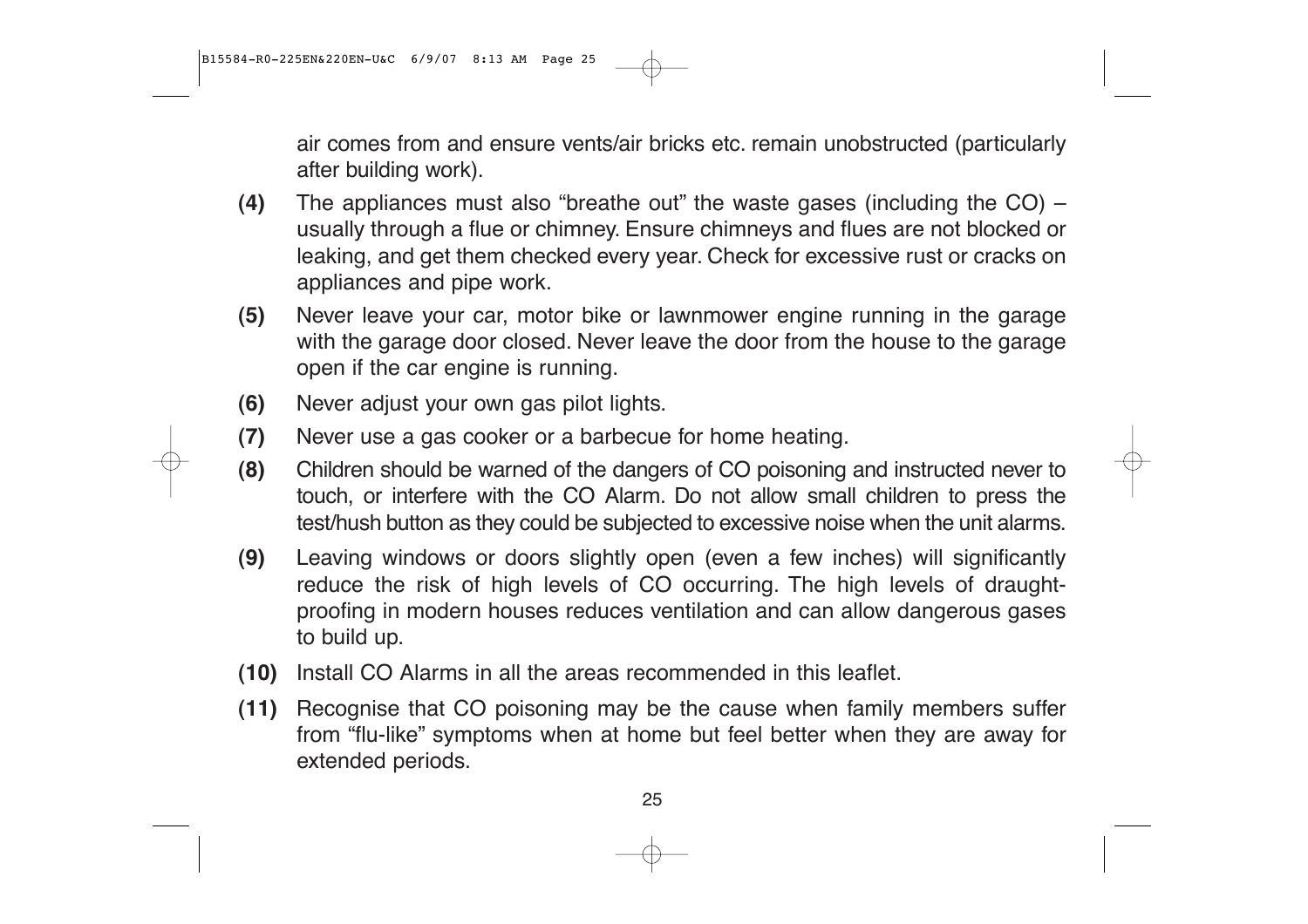air comes from and ensure vents/air bricks etc. remain unobstructed (particularly after building work).

**(4)** The appliances must also "breathe out" the waste gases (including the CO) – usually through a flue or chimney. Ensure chimneys and flues are not blocked or leaking, and get them checked every year. Check for excessive rust or cracks on appliances and pipe work.

**(5)** Never leave your car, motor bike or lawnmower engine running in the garage with the garage door closed. Never leave the door from the house to the garage open if the car engine is running.

**(6)** Never adjust your own gas pilot lights.

**(7)** Never use a gas cooker or a barbecue for home heating.

**(8)** Children should be warned of the dangers of CO poisoning and instructed never to touch, or interfere with the CO Alarm. Do not allow small children to press the test/hush button as they could be subjected to excessive noise when the unit alarms.

**(9)** Leaving windows or doors slightly open (even a few inches) will significantly reduce the risk of high levels of CO occurring. The high levels of draught-proofing in modern houses reduces ventilation and can allow dangerous gases to build up.

**(10)** Install CO Alarms in all the areas recommended in this leaflet.

**(11)** Recognise that CO poisoning may be the cause when family members suffer from "flu-like" symptoms when at home but feel better when they are away for extended periods.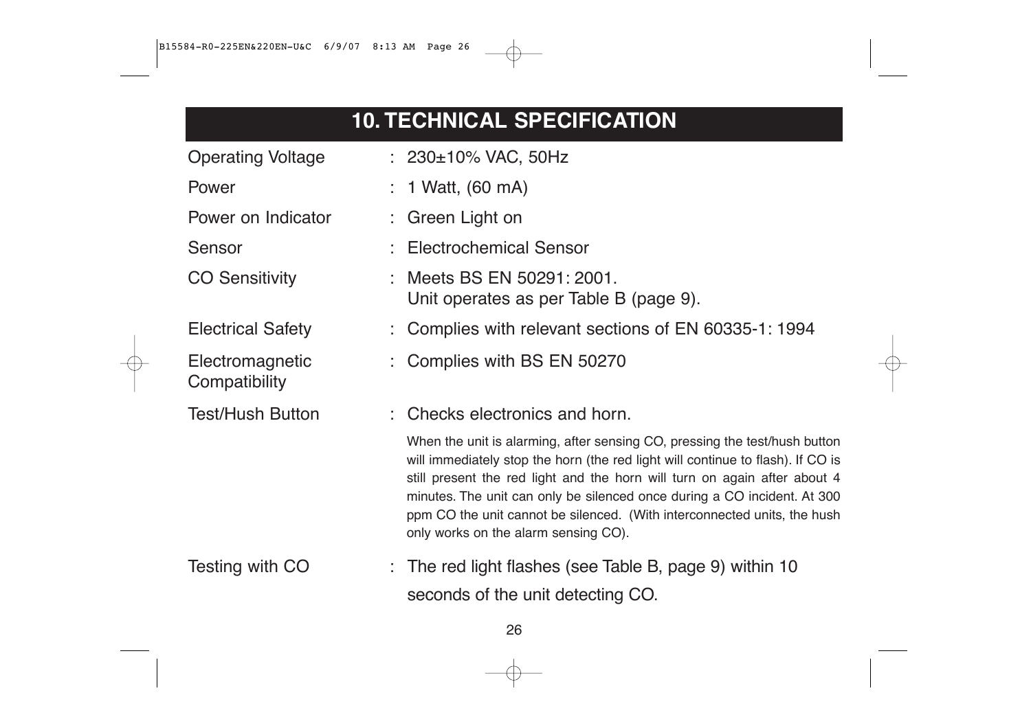## 10. TECHNICAL SPECIFICATION

| | |
|---|---|
| Operating Voltage | : 230±10% VAC, 50Hz |
| Power | : 1 Watt, (60 mA) |
| Power on Indicator | : Green Light on |
| Sensor | : Electrochemical Sensor |
| CO Sensitivity | : Meets BS EN 50291: 2001. Unit operates as per Table B (page 9). |
| Electrical Safety | : Complies with relevant sections of EN 60335-1: 1994 |
| Electromagnetic Compatibility | : Complies with BS EN 50270 |
| Test/Hush Button | : Checks electronics and horn. When the unit is alarming, after sensing CO, pressing the test/hush button will immediately stop the horn (the red light will continue to flash). If CO is still present the red light and the horn will turn on again after about 4 minutes. The unit can only be silenced once during a CO incident. At 300 ppm CO the unit cannot be silenced. (With interconnected units, the hush only works on the alarm sensing CO). |
| Testing with CO | : The red light flashes (see Table B, page 9) within 10 seconds of the unit detecting CO. |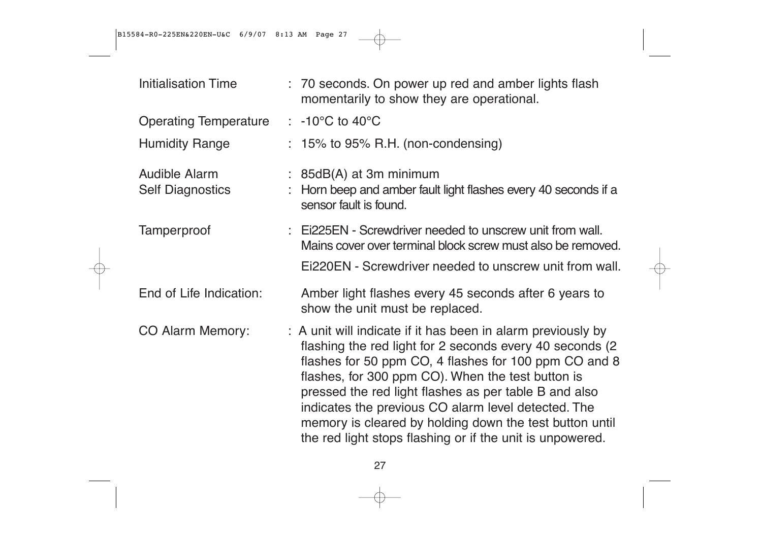| | | |
|---|---|---|
| Initialisation Time | : | 70 seconds. On power up red and amber lights flash momentarily to show they are operational. |
| Operating Temperature | : | -10°C to 40°C |
| Humidity Range | : | 15% to 95% R.H. (non-condensing) |
| Audible Alarm | : | 85dB(A) at 3m minimum |
| Self Diagnostics | : | Horn beep and amber fault light flashes every 40 seconds if a sensor fault is found. |
| Tamperproof | : | Ei225EN - Screwdriver needed to unscrew unit from wall. Mains cover over terminal block screw must also be removed.<br>Ei220EN - Screwdriver needed to unscrew unit from wall. |
| End of Life Indication: | | Amber light flashes every 45 seconds after 6 years to show the unit must be replaced. |
| CO Alarm Memory: | : | A unit will indicate if it has been in alarm previously by flashing the red light for 2 seconds every 40 seconds (2 flashes for 50 ppm CO, 4 flashes for 100 ppm CO and 8 flashes, for 300 ppm CO). When the test button is pressed the red light flashes as per table B and also indicates the previous CO alarm level detected. The memory is cleared by holding down the test button until the red light stops flashing or if the unit is unpowered. |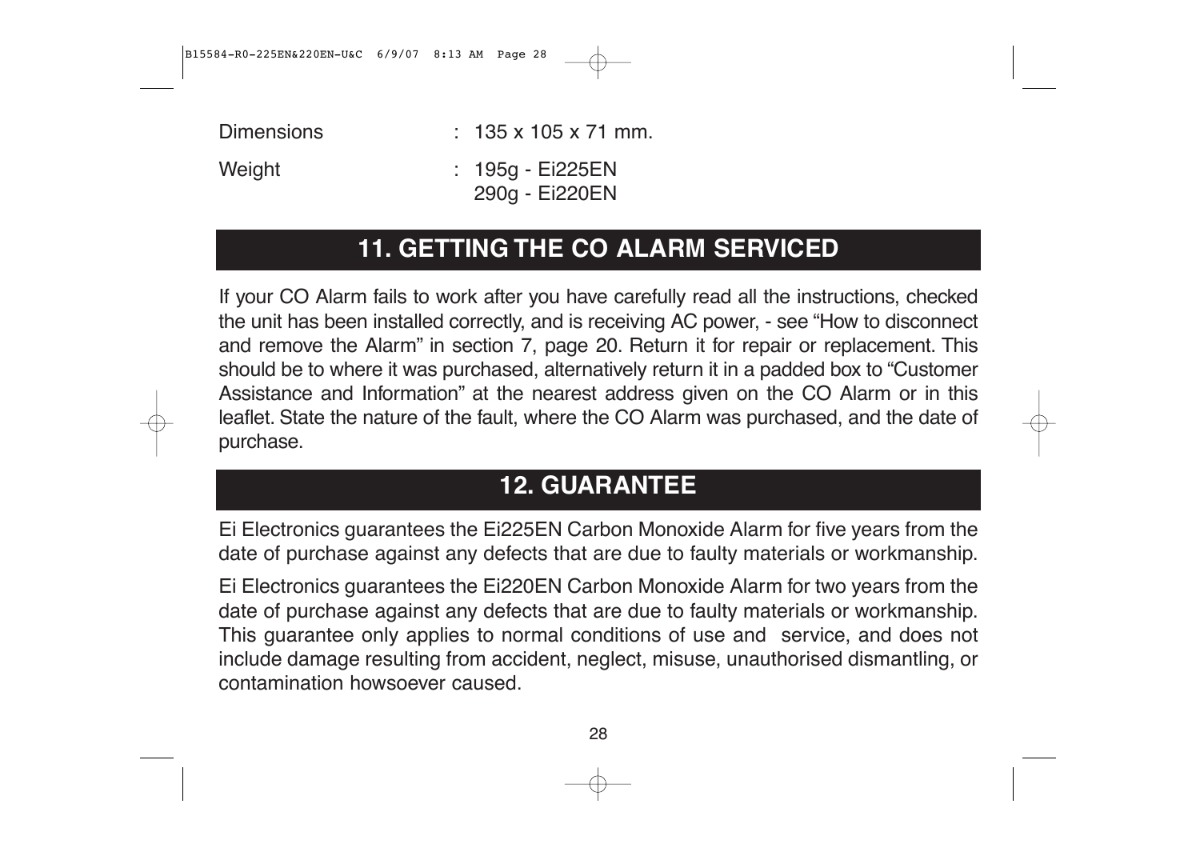| | |
|---|---|
| Dimensions | : 135 x 105 x 71 mm. |
| Weight | : 195g - Ei225EN<br>290g - Ei220EN |

## 11. GETTING THE CO ALARM SERVICED

If your CO Alarm fails to work after you have carefully read all the instructions, checked the unit has been installed correctly, and is receiving AC power, - see "How to disconnect and remove the Alarm" in section 7, page 20. Return it for repair or replacement. This should be to where it was purchased, alternatively return it in a padded box to "Customer Assistance and Information" at the nearest address given on the CO Alarm or in this leaflet. State the nature of the fault, where the CO Alarm was purchased, and the date of purchase.

## 12. GUARANTEE

Ei Electronics guarantees the Ei225EN Carbon Monoxide Alarm for five years from the date of purchase against any defects that are due to faulty materials or workmanship.

Ei Electronics guarantees the Ei220EN Carbon Monoxide Alarm for two years from the date of purchase against any defects that are due to faulty materials or workmanship. This guarantee only applies to normal conditions of use and service, and does not include damage resulting from accident, neglect, misuse, unauthorised dismantling, or contamination howsoever caused.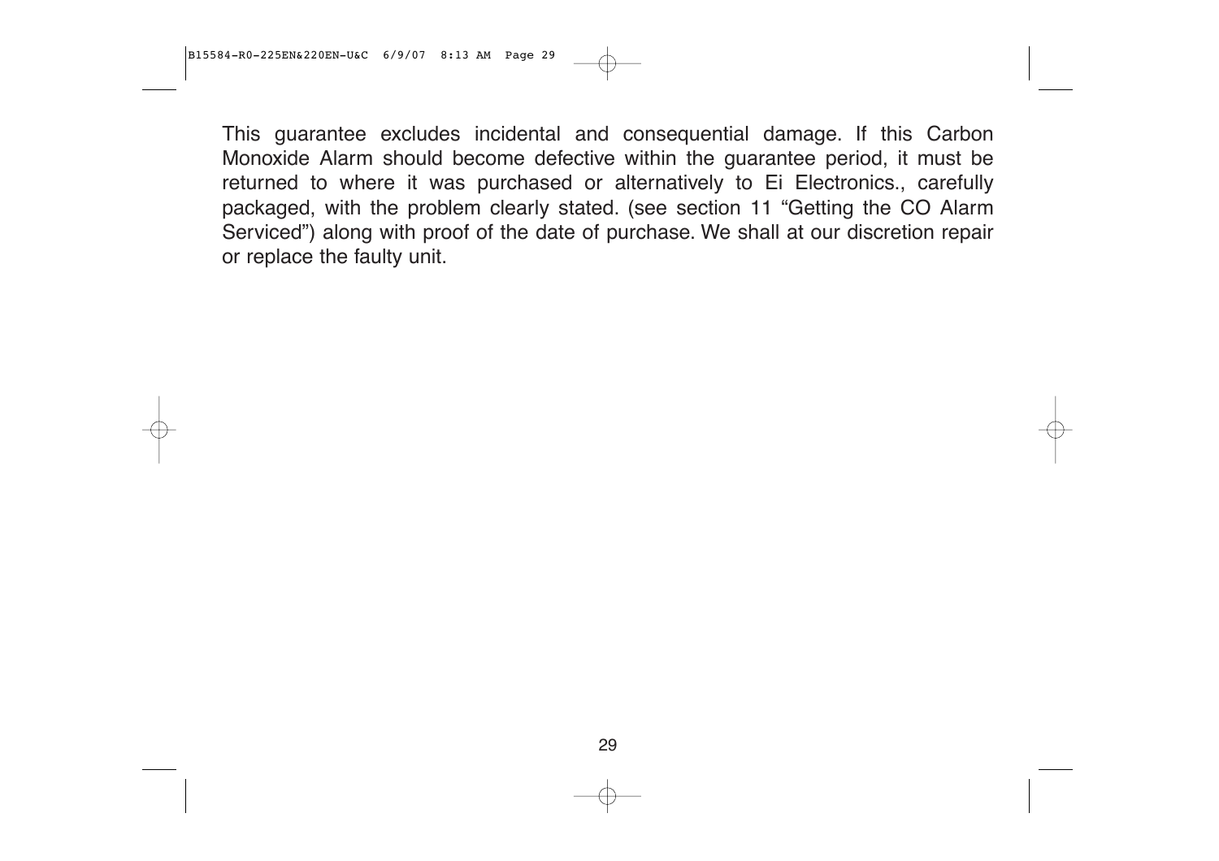This guarantee excludes incidental and consequential damage. If this Carbon Monoxide Alarm should become defective within the guarantee period, it must be returned to where it was purchased or alternatively to Ei Electronics., carefully packaged, with the problem clearly stated. (see section 11 “Getting the CO Alarm Serviced”) along with proof of the date of purchase. We shall at our discretion repair or replace the faulty unit.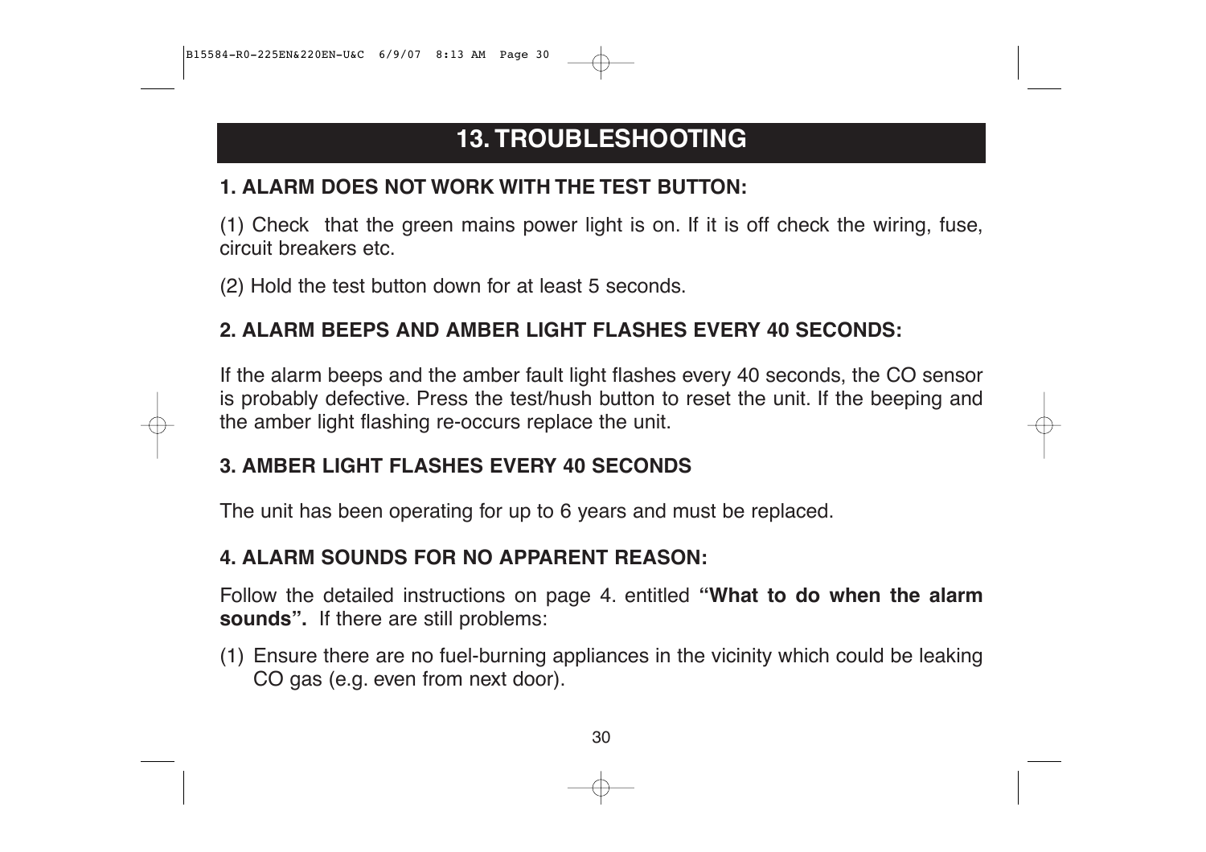# 13. TROUBLESHOOTING

### 1. ALARM DOES NOT WORK WITH THE TEST BUTTON:

(1) Check  that the green mains power light is on. If it is off check the wiring, fuse, circuit breakers etc.

(2) Hold the test button down for at least 5 seconds.

### 2. ALARM BEEPS AND AMBER LIGHT FLASHES EVERY 40 SECONDS:

If the alarm beeps and the amber fault light flashes every 40 seconds, the CO sensor is probably defective. Press the test/hush button to reset the unit. If the beeping and the amber light flashing re-occurs replace the unit.

### 3. AMBER LIGHT FLASHES EVERY 40 SECONDS

The unit has been operating for up to 6 years and must be replaced.

### 4. ALARM SOUNDS FOR NO APPARENT REASON:

Follow the detailed instructions on page 4. entitled **"What to do when the alarm sounds".** If there are still problems:

(1) Ensure there are no fuel-burning appliances in the vicinity which could be leaking CO gas (e.g. even from next door).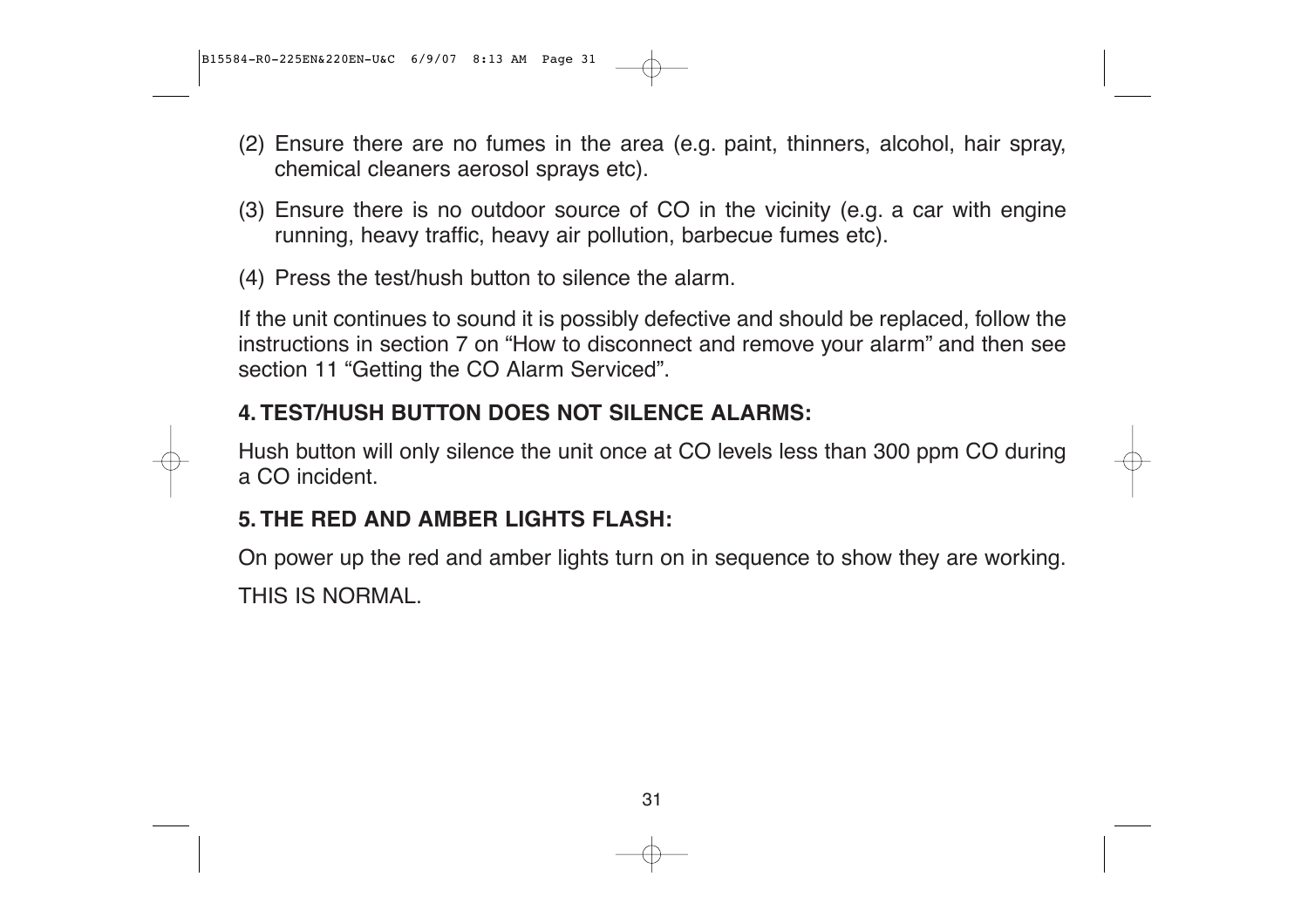(2) Ensure there are no fumes in the area (e.g. paint, thinners, alcohol, hair spray, chemical cleaners aerosol sprays etc).

(3) Ensure there is no outdoor source of CO in the vicinity (e.g. a car with engine running, heavy traffic, heavy air pollution, barbecue fumes etc).

(4) Press the test/hush button to silence the alarm.

If the unit continues to sound it is possibly defective and should be replaced, follow the instructions in section 7 on "How to disconnect and remove your alarm" and then see section 11 "Getting the CO Alarm Serviced".

**4. TEST/HUSH BUTTON DOES NOT SILENCE ALARMS:**

Hush button will only silence the unit once at CO levels less than 300 ppm CO during a CO incident.

**5. THE RED AND AMBER LIGHTS FLASH:**

On power up the red and amber lights turn on in sequence to show they are working.

THIS IS NORMAL.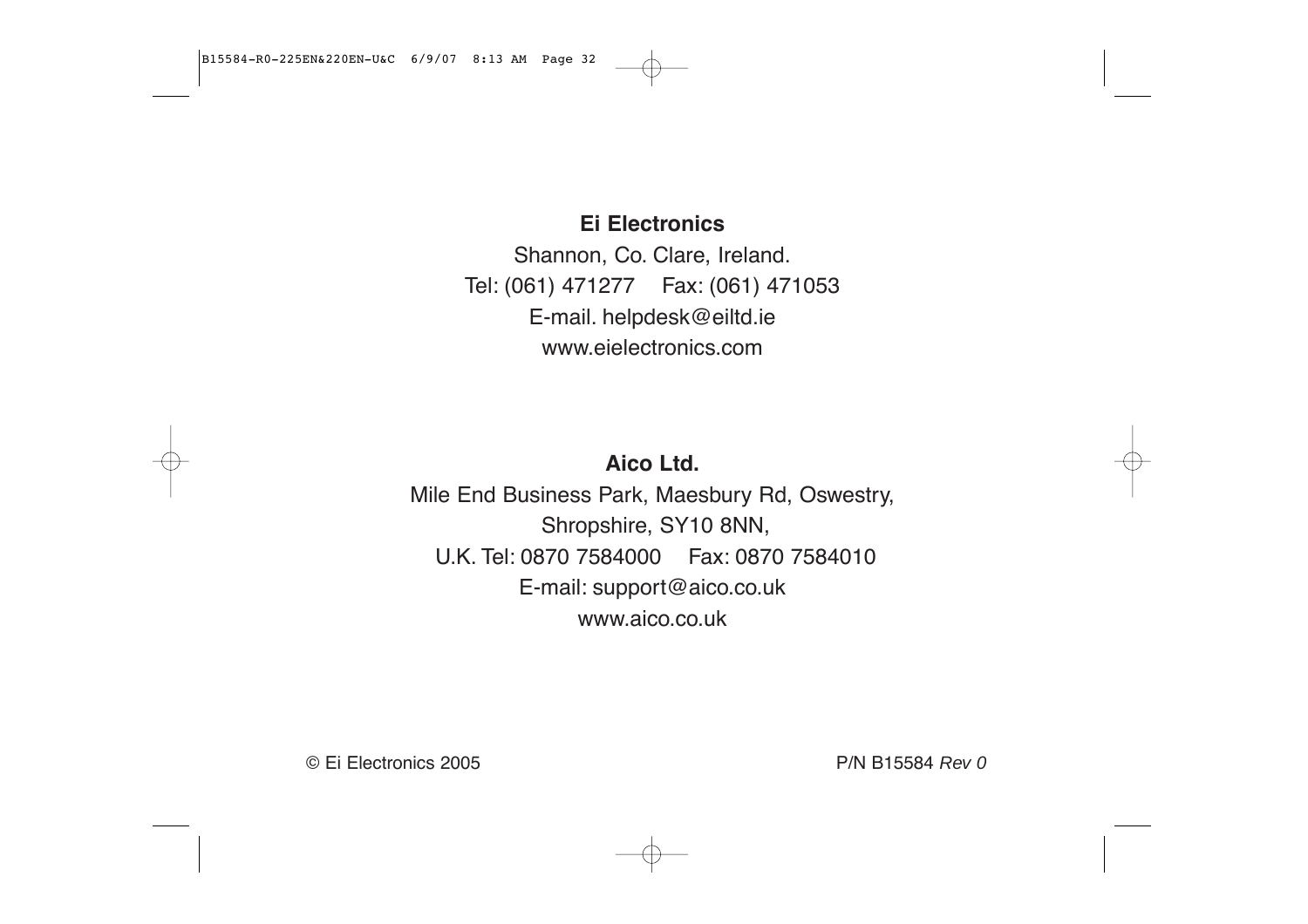**Ei Electronics**

Shannon, Co. Clare, Ireland.

Tel: (061) 471277     Fax: (061) 471053

E-mail. helpdesk@eiltd.ie

www.eielectronics.com

**Aico Ltd.**

Mile End Business Park, Maesbury Rd, Oswestry,

Shropshire, SY10 8NN,

U.K. Tel: 0870 7584000     Fax: 0870 7584010

E-mail: support@aico.co.uk

www.aico.co.uk

© Ei Electronics 2005

P/N B15584 *Rev 0*